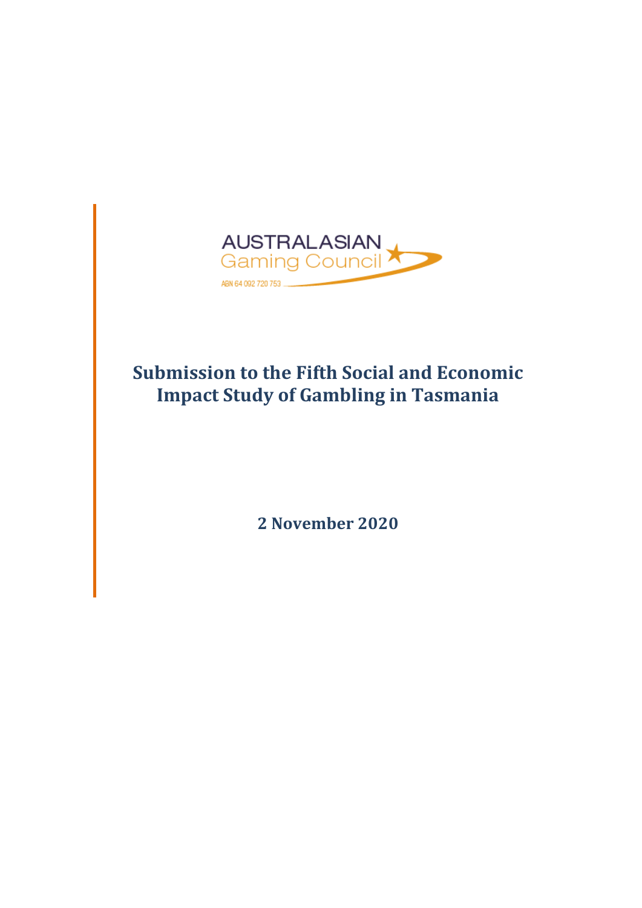AUSTRALASIAN
Gaming Council

ABN 64 092 720 753

# Submission to the Fifth Social and Economic Impact Study of Gambling in Tasmania

**2 November 2020**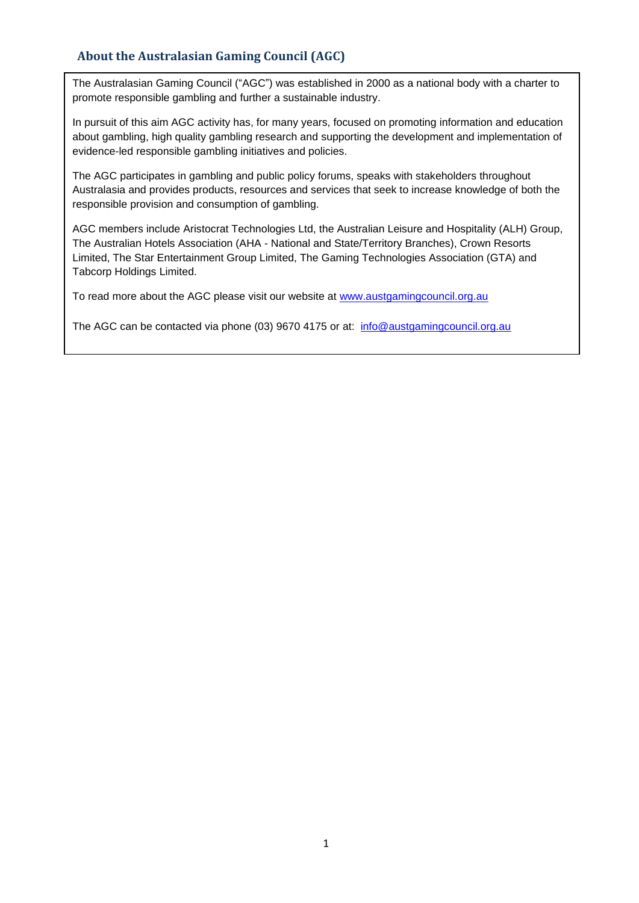## About the Australasian Gaming Council (AGC)

The Australasian Gaming Council ("AGC") was established in 2000 as a national body with a charter to promote responsible gambling and further a sustainable industry.

In pursuit of this aim AGC activity has, for many years, focused on promoting information and education about gambling, high quality gambling research and supporting the development and implementation of evidence-led responsible gambling initiatives and policies.

The AGC participates in gambling and public policy forums, speaks with stakeholders throughout Australasia and provides products, resources and services that seek to increase knowledge of both the responsible provision and consumption of gambling.

AGC members include Aristocrat Technologies Ltd, the Australian Leisure and Hospitality (ALH) Group, The Australian Hotels Association (AHA - National and State/Territory Branches), Crown Resorts Limited, The Star Entertainment Group Limited, The Gaming Technologies Association (GTA) and Tabcorp Holdings Limited.

To read more about the AGC please visit our website at [www.austgamingcouncil.org.au](http://www.austgamingcouncil.org.au)

The AGC can be contacted via phone (03) 9670 4175 or at: [info@austgamingcouncil.org.au](mailto:info@austgamingcouncil.org.au)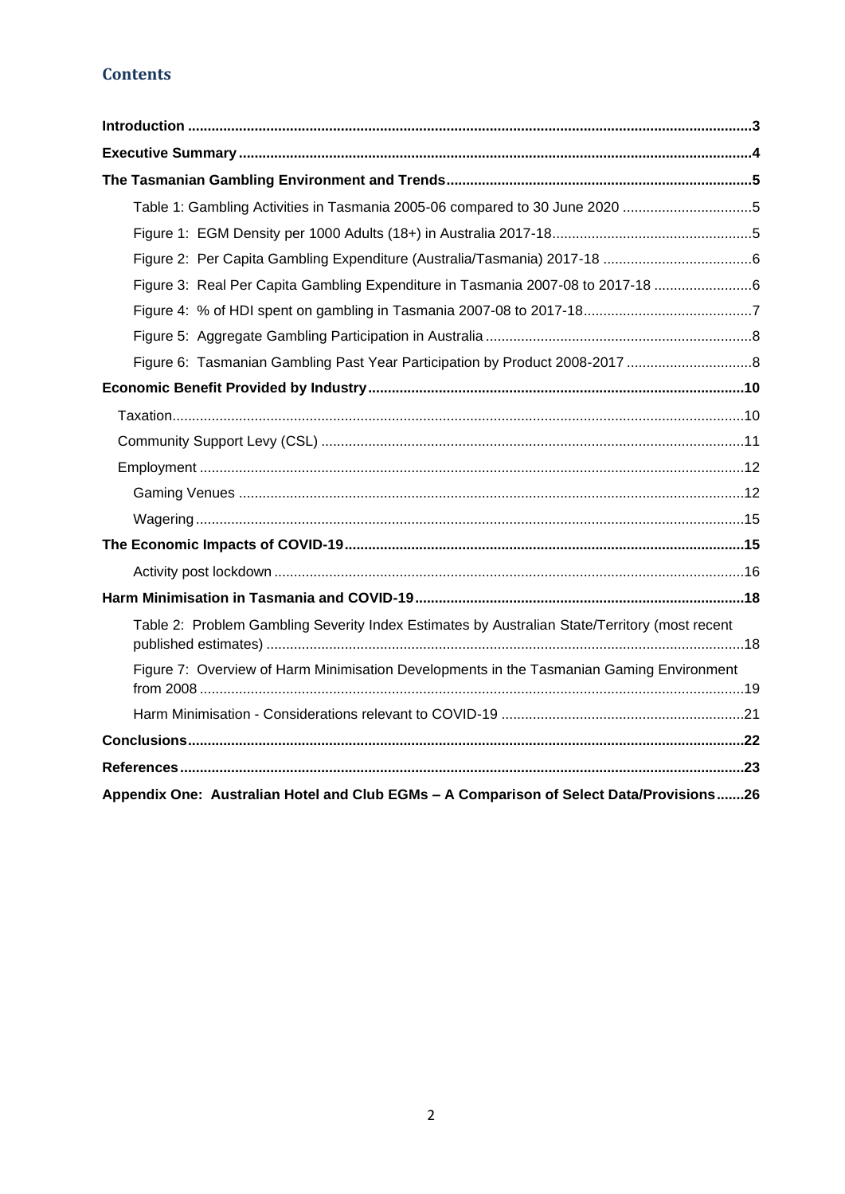## Contents

- **Introduction** ... **3**
- **Executive Summary** ... **4**
- **The Tasmanian Gambling Environment and Trends** ... **5**
  - Table 1: Gambling Activities in Tasmania 2005-06 compared to 30 June 2020 ... 5
  - Figure 1: EGM Density per 1000 Adults (18+) in Australia 2017-18 ... 5
  - Figure 2: Per Capita Gambling Expenditure (Australia/Tasmania) 2017-18 ... 6
  - Figure 3: Real Per Capita Gambling Expenditure in Tasmania 2007-08 to 2017-18 ... 6
  - Figure 4: % of HDI spent on gambling in Tasmania 2007-08 to 2017-18 ... 7
  - Figure 5: Aggregate Gambling Participation in Australia ... 8
  - Figure 6: Tasmanian Gambling Past Year Participation by Product 2008-2017 ... 8
- **Economic Benefit Provided by Industry** ... **10**
  - Taxation ... 10
  - Community Support Levy (CSL) ... 11
  - Employment ... 12
    - Gaming Venues ... 12
    - Wagering ... 15
- **The Economic Impacts of COVID-19** ... **15**
  - Activity post lockdown ... 16
- **Harm Minimisation in Tasmania and COVID-19** ... **18**
  - Table 2: Problem Gambling Severity Index Estimates by Australian State/Territory (most recent published estimates) ... 18
  - Figure 7: Overview of Harm Minimisation Developments in the Tasmanian Gaming Environment from 2008 ... 19
  - Harm Minimisation - Considerations relevant to COVID-19 ... 21
- **Conclusions** ... **22**
- **References** ... **23**
- **Appendix One: Australian Hotel and Club EGMs – A Comparison of Select Data/Provisions** ... **26**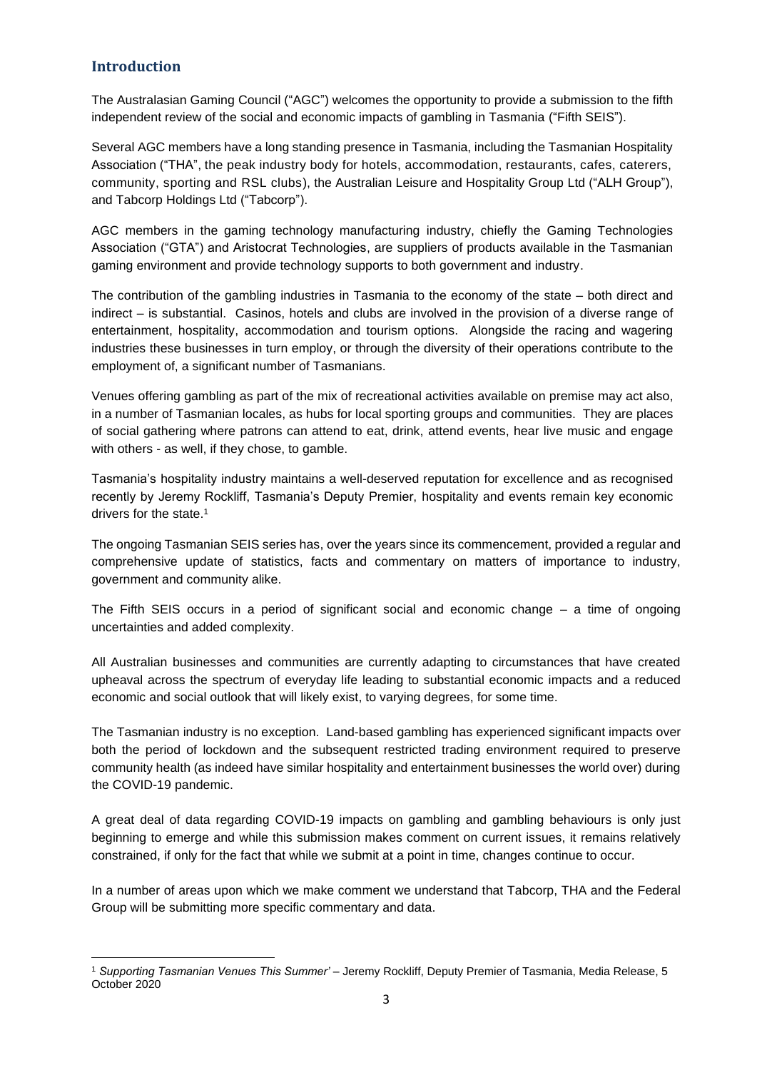## Introduction

The Australasian Gaming Council ("AGC") welcomes the opportunity to provide a submission to the fifth independent review of the social and economic impacts of gambling in Tasmania ("Fifth SEIS").

Several AGC members have a long standing presence in Tasmania, including the Tasmanian Hospitality Association ("THA", the peak industry body for hotels, accommodation, restaurants, cafes, caterers, community, sporting and RSL clubs), the Australian Leisure and Hospitality Group Ltd ("ALH Group"), and Tabcorp Holdings Ltd ("Tabcorp").

AGC members in the gaming technology manufacturing industry, chiefly the Gaming Technologies Association ("GTA") and Aristocrat Technologies, are suppliers of products available in the Tasmanian gaming environment and provide technology supports to both government and industry.

The contribution of the gambling industries in Tasmania to the economy of the state – both direct and indirect – is substantial. Casinos, hotels and clubs are involved in the provision of a diverse range of entertainment, hospitality, accommodation and tourism options. Alongside the racing and wagering industries these businesses in turn employ, or through the diversity of their operations contribute to the employment of, a significant number of Tasmanians.

Venues offering gambling as part of the mix of recreational activities available on premise may act also, in a number of Tasmanian locales, as hubs for local sporting groups and communities. They are places of social gathering where patrons can attend to eat, drink, attend events, hear live music and engage with others - as well, if they chose, to gamble.

Tasmania's hospitality industry maintains a well-deserved reputation for excellence and as recognised recently by Jeremy Rockliff, Tasmania's Deputy Premier, hospitality and events remain key economic drivers for the state.[1]

The ongoing Tasmanian SEIS series has, over the years since its commencement, provided a regular and comprehensive update of statistics, facts and commentary on matters of importance to industry, government and community alike.

The Fifth SEIS occurs in a period of significant social and economic change – a time of ongoing uncertainties and added complexity.

All Australian businesses and communities are currently adapting to circumstances that have created upheaval across the spectrum of everyday life leading to substantial economic impacts and a reduced economic and social outlook that will likely exist, to varying degrees, for some time.

The Tasmanian industry is no exception. Land-based gambling has experienced significant impacts over both the period of lockdown and the subsequent restricted trading environment required to preserve community health (as indeed have similar hospitality and entertainment businesses the world over) during the COVID-19 pandemic.

A great deal of data regarding COVID-19 impacts on gambling and gambling behaviours is only just beginning to emerge and while this submission makes comment on current issues, it remains relatively constrained, if only for the fact that while we submit at a point in time, changes continue to occur.

In a number of areas upon which we make comment we understand that Tabcorp, THA and the Federal Group will be submitting more specific commentary and data.

---

[1] *Supporting Tasmanian Venues This Summer'* – Jeremy Rockliff, Deputy Premier of Tasmania, Media Release, 5 October 2020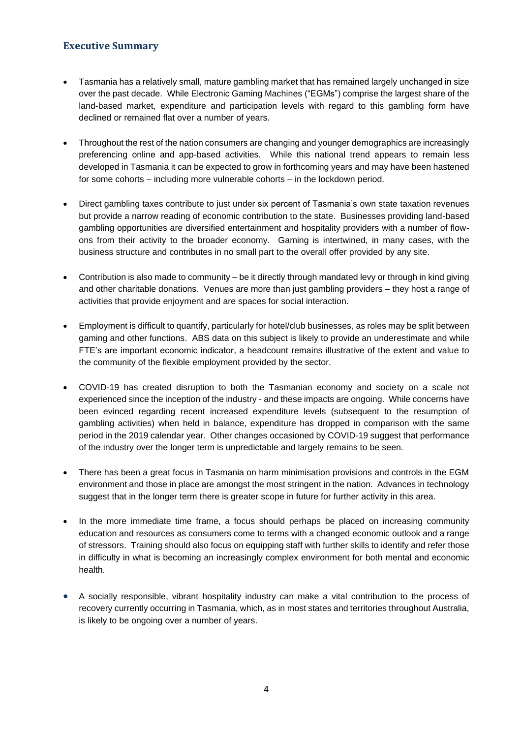## Executive Summary

- Tasmania has a relatively small, mature gambling market that has remained largely unchanged in size over the past decade. While Electronic Gaming Machines ("EGMs") comprise the largest share of the land-based market, expenditure and participation levels with regard to this gambling form have declined or remained flat over a number of years.

- Throughout the rest of the nation consumers are changing and younger demographics are increasingly preferencing online and app-based activities. While this national trend appears to remain less developed in Tasmania it can be expected to grow in forthcoming years and may have been hastened for some cohorts – including more vulnerable cohorts – in the lockdown period.

- Direct gambling taxes contribute to just under six percent of Tasmania's own state taxation revenues but provide a narrow reading of economic contribution to the state. Businesses providing land-based gambling opportunities are diversified entertainment and hospitality providers with a number of flow-ons from their activity to the broader economy. Gaming is intertwined, in many cases, with the business structure and contributes in no small part to the overall offer provided by any site.

- Contribution is also made to community – be it directly through mandated levy or through in kind giving and other charitable donations. Venues are more than just gambling providers – they host a range of activities that provide enjoyment and are spaces for social interaction.

- Employment is difficult to quantify, particularly for hotel/club businesses, as roles may be split between gaming and other functions. ABS data on this subject is likely to provide an underestimate and while FTE's are important economic indicator, a headcount remains illustrative of the extent and value to the community of the flexible employment provided by the sector.

- COVID-19 has created disruption to both the Tasmanian economy and society on a scale not experienced since the inception of the industry - and these impacts are ongoing. While concerns have been evinced regarding recent increased expenditure levels (subsequent to the resumption of gambling activities) when held in balance, expenditure has dropped in comparison with the same period in the 2019 calendar year. Other changes occasioned by COVID-19 suggest that performance of the industry over the longer term is unpredictable and largely remains to be seen.

- There has been a great focus in Tasmania on harm minimisation provisions and controls in the EGM environment and those in place are amongst the most stringent in the nation. Advances in technology suggest that in the longer term there is greater scope in future for further activity in this area.

- In the more immediate time frame, a focus should perhaps be placed on increasing community education and resources as consumers come to terms with a changed economic outlook and a range of stressors. Training should also focus on equipping staff with further skills to identify and refer those in difficulty in what is becoming an increasingly complex environment for both mental and economic health.

- A socially responsible, vibrant hospitality industry can make a vital contribution to the process of recovery currently occurring in Tasmania, which, as in most states and territories throughout Australia, is likely to be ongoing over a number of years.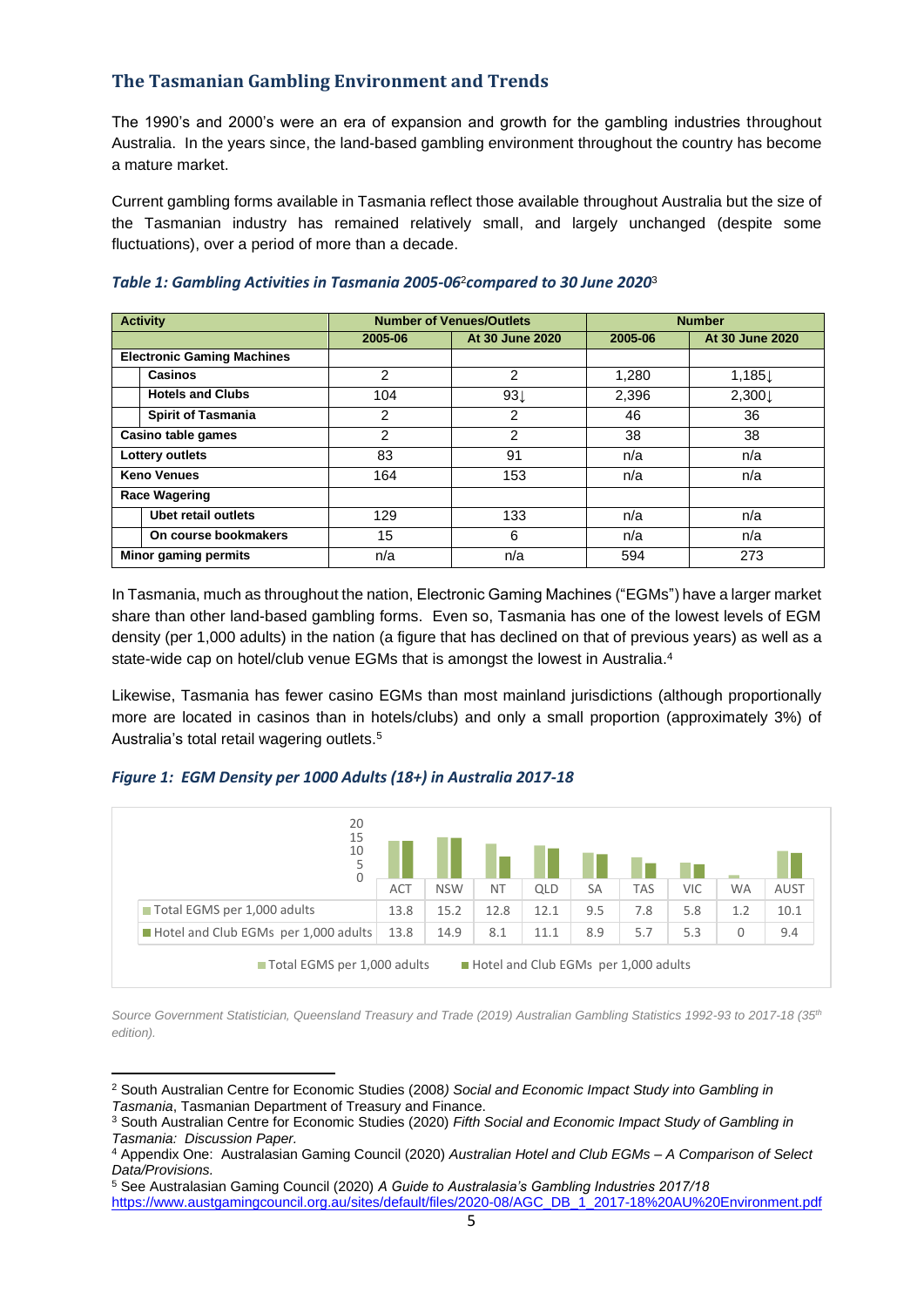## The Tasmanian Gambling Environment and Trends

The 1990's and 2000's were an era of expansion and growth for the gambling industries throughout Australia. In the years since, the land-based gambling environment throughout the country has become a mature market.

Current gambling forms available in Tasmania reflect those available throughout Australia but the size of the Tasmanian industry has remained relatively small, and largely unchanged (despite some fluctuations), over a period of more than a decade.

***Table 1: Gambling Activities in Tasmania 2005-06[2] compared to 30 June 2020[3]***

| Activity | Number of Venues/Outlets | | Number | |
|---|---|---|---|---|
| | 2005-06 | At 30 June 2020 | 2005-06 | At 30 June 2020 |
| **Electronic Gaming Machines** | | | | |
| **Casinos** | 2 | 2 | 1,280 | 1,185↓ |
| **Hotels and Clubs** | 104 | 93↓ | 2,396 | 2,300↓ |
| **Spirit of Tasmania** | 2 | 2 | 46 | 36 |
| **Casino table games** | 2 | 2 | 38 | 38 |
| **Lottery outlets** | 83 | 91 | n/a | n/a |
| **Keno Venues** | 164 | 153 | n/a | n/a |
| **Race Wagering** | | | | |
| **Ubet retail outlets** | 129 | 133 | n/a | n/a |
| **On course bookmakers** | 15 | 6 | n/a | n/a |
| **Minor gaming permits** | n/a | n/a | 594 | 273 |

In Tasmania, much as throughout the nation, Electronic Gaming Machines ("EGMs") have a larger market share than other land-based gambling forms. Even so, Tasmania has one of the lowest levels of EGM density (per 1,000 adults) in the nation (a figure that has declined on that of previous years) as well as a state-wide cap on hotel/club venue EGMs that is amongst the lowest in Australia.[4]

Likewise, Tasmania has fewer casino EGMs than most mainland jurisdictions (although proportionally more are located in casinos than in hotels/clubs) and only a small proportion (approximately 3%) of Australia's total retail wagering outlets.[5]

***Figure 1: EGM Density per 1000 Adults (18+) in Australia 2017-18***

| | ACT | NSW | NT | QLD | SA | TAS | VIC | WA | AUST |
|---|---|---|---|---|---|---|---|---|---|
| Total EGMS per 1,000 adults | 13.8 | 15.2 | 12.8 | 12.1 | 9.5 | 7.8 | 5.8 | 1.2 | 10.1 |
| Hotel and Club EGMs per 1,000 adults | 13.8 | 14.9 | 8.1 | 11.1 | 8.9 | 5.7 | 5.3 | 0 | 9.4 |

*Source Government Statistician, Queensland Treasury and Trade (2019) Australian Gambling Statistics 1992-93 to 2017-18 (35th edition).*

---

[2] South Australian Centre for Economic Studies (2008) *Social and Economic Impact Study into Gambling in Tasmania*, Tasmanian Department of Treasury and Finance.

[3] South Australian Centre for Economic Studies (2020) *Fifth Social and Economic Impact Study of Gambling in Tasmania: Discussion Paper.*

[4] Appendix One: Australasian Gaming Council (2020) *Australian Hotel and Club EGMs – A Comparison of Select Data/Provisions.*

[5] See Australasian Gaming Council (2020) *A Guide to Australasia's Gambling Industries 2017/18* https://www.austgamingcouncil.org.au/sites/default/files/2020-08/AGC_DB_1_2017-18%20AU%20Environment.pdf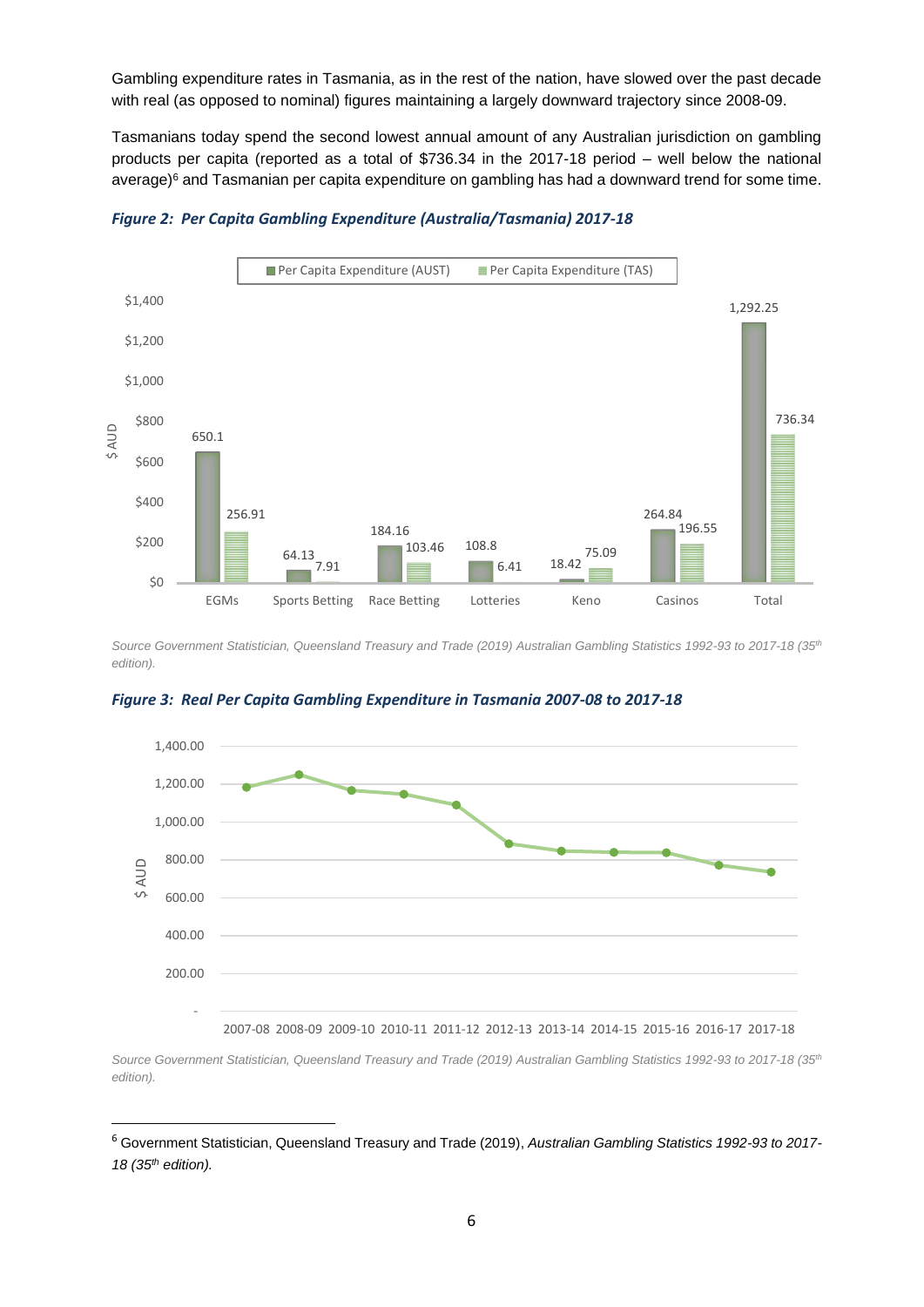Gambling expenditure rates in Tasmania, as in the rest of the nation, have slowed over the past decade with real (as opposed to nominal) figures maintaining a largely downward trajectory since 2008-09.

Tasmanians today spend the second lowest annual amount of any Australian jurisdiction on gambling products per capita (reported as a total of $736.34 in the 2017-18 period – well below the national average)[6] and Tasmanian per capita expenditure on gambling has had a downward trend for some time.

***Figure 2: Per Capita Gambling Expenditure (Australia/Tasmania) 2017-18***

| | Per Capita Expenditure (AUST) | Per Capita Expenditure (TAS) |
|---|---|---|
| EGMs | 650.1 | 256.91 |
| Sports Betting | 64.13 | 7.91 |
| Race Betting | 184.16 | 103.46 |
| Lotteries | 108.8 | 6.41 |
| Keno | 18.42 | 75.09 |
| Casinos | 264.84 | 196.55 |
| Total | 1,292.25 | 736.34 |

*Source Government Statistician, Queensland Treasury and Trade (2019) Australian Gambling Statistics 1992-93 to 2017-18 (35th edition).*

***Figure 3: Real Per Capita Gambling Expenditure in Tasmania 2007-08 to 2017-18***

*Source Government Statistician, Queensland Treasury and Trade (2019) Australian Gambling Statistics 1992-93 to 2017-18 (35th edition).*

---

[6] Government Statistician, Queensland Treasury and Trade (2019), *Australian Gambling Statistics 1992-93 to 2017-18 (35th edition).*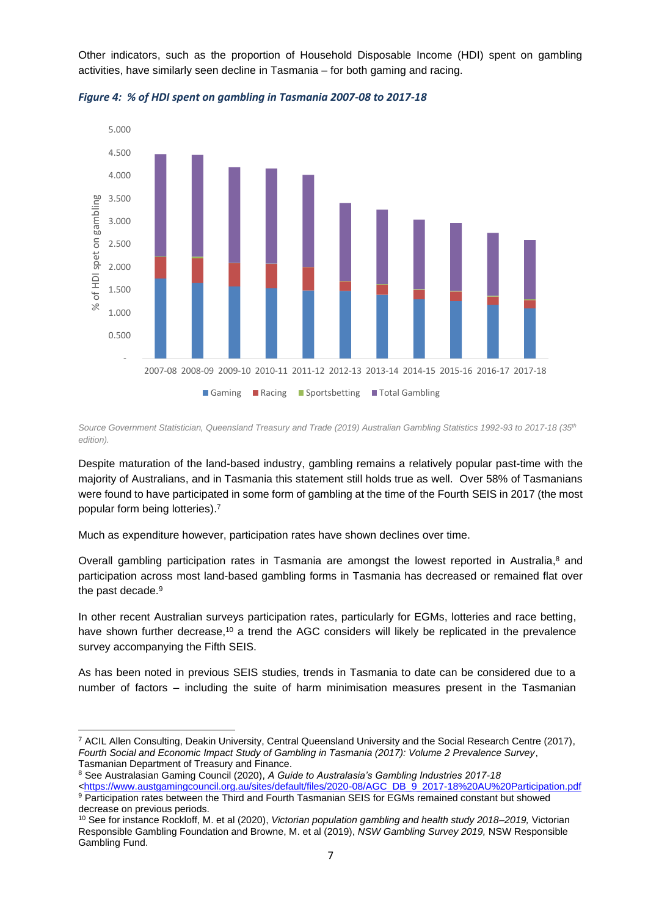Other indicators, such as the proportion of Household Disposable Income (HDI) spent on gambling activities, have similarly seen decline in Tasmania – for both gaming and racing.

***Figure 4: % of HDI spent on gambling in Tasmania 2007-08 to 2017-18***

*Source Government Statistician, Queensland Treasury and Trade (2019) Australian Gambling Statistics 1992-93 to 2017-18 (35th edition).*

Despite maturation of the land-based industry, gambling remains a relatively popular past-time with the majority of Australians, and in Tasmania this statement still holds true as well. Over 58% of Tasmanians were found to have participated in some form of gambling at the time of the Fourth SEIS in 2017 (the most popular form being lotteries).[7]

Much as expenditure however, participation rates have shown declines over time.

Overall gambling participation rates in Tasmania are amongst the lowest reported in Australia,[8] and participation across most land-based gambling forms in Tasmania has decreased or remained flat over the past decade.[9]

In other recent Australian surveys participation rates, particularly for EGMs, lotteries and race betting, have shown further decrease,[10] a trend the AGC considers will likely be replicated in the prevalence survey accompanying the Fifth SEIS.

As has been noted in previous SEIS studies, trends in Tasmania to date can be considered due to a number of factors – including the suite of harm minimisation measures present in the Tasmanian

---

[7] ACIL Allen Consulting, Deakin University, Central Queensland University and the Social Research Centre (2017), *Fourth Social and Economic Impact Study of Gambling in Tasmania (2017): Volume 2 Prevalence Survey*, Tasmanian Department of Treasury and Finance.

[8] See Australasian Gaming Council (2020), *A Guide to Australasia's Gambling Industries 2017-18* <https://www.austgamingcouncil.org.au/sites/default/files/2020-08/AGC_DB_9_2017-18%20AU%20Participation.pdf

[9] Participation rates between the Third and Fourth Tasmanian SEIS for EGMs remained constant but showed decrease on previous periods.

[10] See for instance Rockloff, M. et al (2020), *Victorian population gambling and health study 2018–2019,* Victorian Responsible Gambling Foundation and Browne, M. et al (2019), *NSW Gambling Survey 2019,* NSW Responsible Gambling Fund.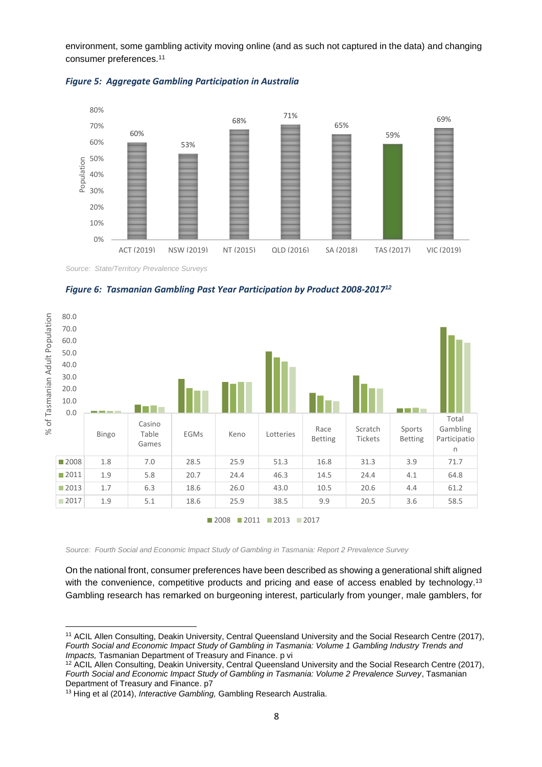environment, some gambling activity moving online (and as such not captured in the data) and changing consumer preferences.[11]

***Figure 5: Aggregate Gambling Participation in Australia***

| | ACT (2019) | NSW (2019) | NT (2015) | QLD (2016) | SA (2018) | TAS (2017) | VIC (2019) |
|---|---|---|---|---|---|---|---|
| Population | 60% | 53% | 68% | 71% | 65% | 59% | 69% |

*Source: State/Territory Prevalence Surveys*

***Figure 6: Tasmanian Gambling Past Year Participation by Product 2008-2017***[12]

% of Tasmanian Adult Population

| | Bingo | Casino Table Games | EGMs | Keno | Lotteries | Race Betting | Scratch Tickets | Sports Betting | Total Gambling Participation |
|---|---|---|---|---|---|---|---|---|---|
| 2008 | 1.8 | 7.0 | 28.5 | 25.9 | 51.3 | 16.8 | 31.3 | 3.9 | 71.7 |
| 2011 | 1.9 | 5.8 | 20.7 | 24.4 | 46.3 | 14.5 | 24.4 | 4.1 | 64.8 |
| 2013 | 1.7 | 6.3 | 18.6 | 26.0 | 43.0 | 10.5 | 20.6 | 4.4 | 61.2 |
| 2017 | 1.9 | 5.1 | 18.6 | 25.9 | 38.5 | 9.9 | 20.5 | 3.6 | 58.5 |

*Source: Fourth Social and Economic Impact Study of Gambling in Tasmania: Report 2 Prevalence Survey*

On the national front, consumer preferences have been described as showing a generational shift aligned with the convenience, competitive products and pricing and ease of access enabled by technology.[13] Gambling research has remarked on burgeoning interest, particularly from younger, male gamblers, for

---

[11] ACIL Allen Consulting, Deakin University, Central Queensland University and the Social Research Centre (2017), *Fourth Social and Economic Impact Study of Gambling in Tasmania: Volume 1 Gambling Industry Trends and Impacts,* Tasmanian Department of Treasury and Finance. p vi

[12] ACIL Allen Consulting, Deakin University, Central Queensland University and the Social Research Centre (2017), *Fourth Social and Economic Impact Study of Gambling in Tasmania: Volume 2 Prevalence Survey*, Tasmanian Department of Treasury and Finance. p7

[13] Hing et al (2014), *Interactive Gambling,* Gambling Research Australia.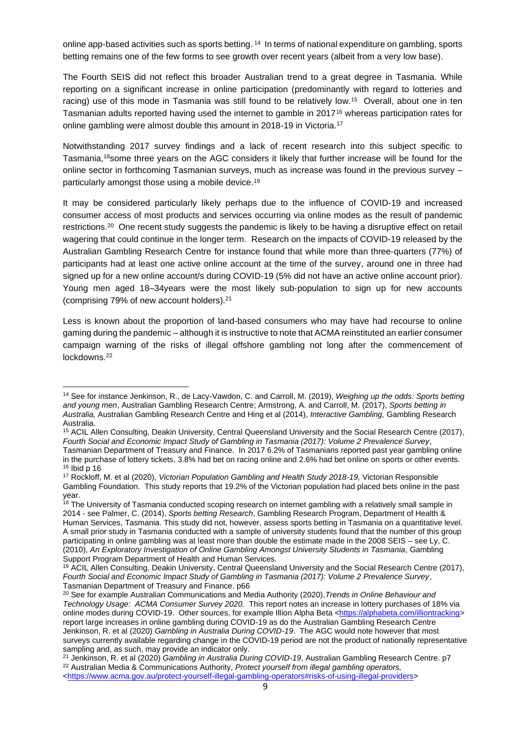online app-based activities such as sports betting. [14] In terms of national expenditure on gambling, sports betting remains one of the few forms to see growth over recent years (albeit from a very low base).

The Fourth SEIS did not reflect this broader Australian trend to a great degree in Tasmania. While reporting on a significant increase in online participation (predominantly with regard to lotteries and racing) use of this mode in Tasmania was still found to be relatively low.[15] Overall, about one in ten Tasmanian adults reported having used the internet to gamble in 2017[16] whereas participation rates for online gambling were almost double this amount in 2018-19 in Victoria.[17]

Notwithstanding 2017 survey findings and a lack of recent research into this subject specific to Tasmania,[18]some three years on the AGC considers it likely that further increase will be found for the online sector in forthcoming Tasmanian surveys, much as increase was found in the previous survey – particularly amongst those using a mobile device.[19]

It may be considered particularly likely perhaps due to the influence of COVID-19 and increased consumer access of most products and services occurring via online modes as the result of pandemic restrictions.[20] One recent study suggests the pandemic is likely to be having a disruptive effect on retail wagering that could continue in the longer term. Research on the impacts of COVID-19 released by the Australian Gambling Research Centre for instance found that while more than three-quarters (77%) of participants had at least one active online account at the time of the survey, around one in three had signed up for a new online account/s during COVID-19 (5% did not have an active online account prior). Young men aged 18–34years were the most likely sub-population to sign up for new accounts (comprising 79% of new account holders).[21]

Less is known about the proportion of land-based consumers who may have had recourse to online gaming during the pandemic – although it is instructive to note that ACMA reinstituted an earlier consumer campaign warning of the risks of illegal offshore gambling not long after the commencement of lockdowns.[22]

---

[14] See for instance Jenkinson, R., de Lacy-Vawdon, C. and Carroll, M. (2019), *Weighing up the odds: Sports betting and young men*, Australian Gambling Research Centre; Armstrong, A. and Carroll, M. (2017), *Sports betting in Australia,* Australian Gambling Research Centre and Hing et al (2014), *Interactive Gambling,* Gambling Research Australia.

[15] ACIL Allen Consulting, Deakin University, Central Queensland University and the Social Research Centre (2017), *Fourth Social and Economic Impact Study of Gambling in Tasmania (2017): Volume 2 Prevalence Survey*, Tasmanian Department of Treasury and Finance. In 2017 6.2% of Tasmanians reported past year gambling online in the purchase of lottery tickets, 3.8% had bet on racing online and 2.6% had bet online on sports or other events.

[16] Ibid p 16

[17] Rockloff, M. et al (2020), *Victorian Population Gambling and Health Study 2018-19,* Victorian Responsible Gambling Foundation. This study reports that 19.2% of the Victorian population had placed bets online in the past year.

[18] The University of Tasmania conducted scoping research on internet gambling with a relatively small sample in 2014 - see Palmer, C. (2014), *Sports betting Research*, Gambling Research Program, Department of Health & Human Services, Tasmania. This study did not, however, assess sports betting in Tasmania on a quantitative level. A small prior study in Tasmania conducted with a sample of university students found that the number of this group participating in online gambling was at least more than double the estimate made in the 2008 SEIS – see Ly, C. (2010), *An Exploratory Investigation of Online Gambling Amongst University Students in Tasmania*, Gambling Support Program Department of Health and Human Services.

[19] ACIL Allen Consulting, Deakin University, Central Queensland University and the Social Research Centre (2017), *Fourth Social and Economic Impact Study of Gambling in Tasmania (2017): Volume 2 Prevalence Survey*, Tasmanian Department of Treasury and Finance. p66

[20] See for example Australian Communications and Media Authority (2020),*Trends in Online Behaviour and Technology Usage: ACMA Consumer Survey 2020.* This report notes an increase in lottery purchases of 18% via online modes during COVID-19. Other sources, for example Illion Alpha Beta <https://alphabeta.com/illiontracking> report large increases in online gambling during COVID-19 as do the Australian Gambling Research Centre Jenkinson, R. et al (2020) *Gambling in Australia During COVID-19*. The AGC would note however that most surveys currently available regarding change in the COVID-19 period are not the product of nationally representative sampling and, as such, may provide an indicator only.

[21] Jenkinson, R. et al (2020) *Gambling in Australia During COVID-19*, Australian Gambling Research Centre. p7

[22] Australian Media & Communications Authority, *Protect yourself from illegal gambling operators,* <https://www.acma.gov.au/protect-yourself-illegal-gambling-operators#risks-of-using-illegal-providers>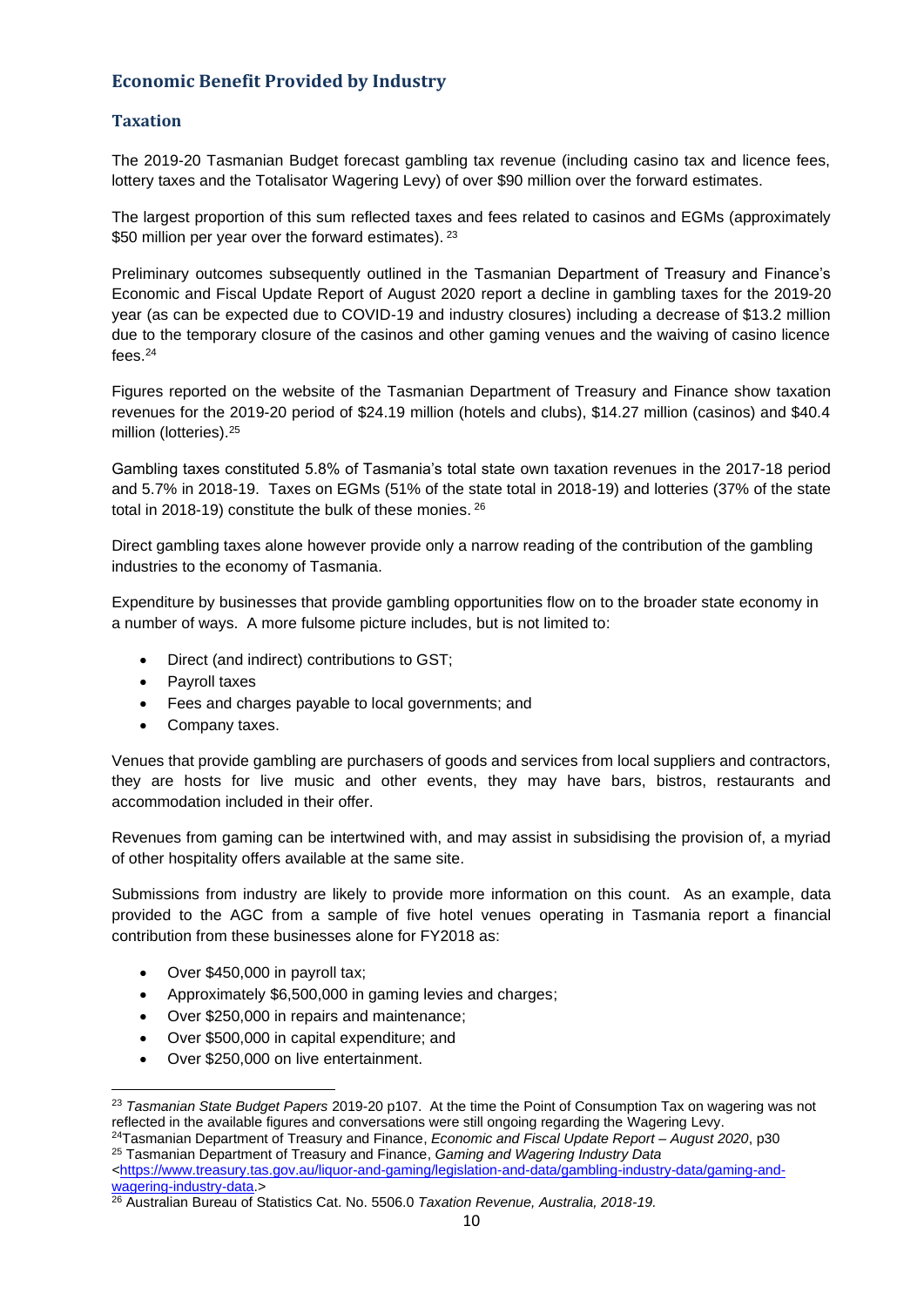## Economic Benefit Provided by Industry

### Taxation

The 2019-20 Tasmanian Budget forecast gambling tax revenue (including casino tax and licence fees, lottery taxes and the Totalisator Wagering Levy) of over $90 million over the forward estimates.

The largest proportion of this sum reflected taxes and fees related to casinos and EGMs (approximately $50 million per year over the forward estimates). [23]

Preliminary outcomes subsequently outlined in the Tasmanian Department of Treasury and Finance's Economic and Fiscal Update Report of August 2020 report a decline in gambling taxes for the 2019-20 year (as can be expected due to COVID-19 and industry closures) including a decrease of $13.2 million due to the temporary closure of the casinos and other gaming venues and the waiving of casino licence fees.[24]

Figures reported on the website of the Tasmanian Department of Treasury and Finance show taxation revenues for the 2019-20 period of $24.19 million (hotels and clubs), $14.27 million (casinos) and $40.4 million (lotteries).[25]

Gambling taxes constituted 5.8% of Tasmania's total state own taxation revenues in the 2017-18 period and 5.7% in 2018-19. Taxes on EGMs (51% of the state total in 2018-19) and lotteries (37% of the state total in 2018-19) constitute the bulk of these monies. [26]

Direct gambling taxes alone however provide only a narrow reading of the contribution of the gambling industries to the economy of Tasmania.

Expenditure by businesses that provide gambling opportunities flow on to the broader state economy in a number of ways. A more fulsome picture includes, but is not limited to:

- Direct (and indirect) contributions to GST;
- Payroll taxes
- Fees and charges payable to local governments; and
- Company taxes.

Venues that provide gambling are purchasers of goods and services from local suppliers and contractors, they are hosts for live music and other events, they may have bars, bistros, restaurants and accommodation included in their offer.

Revenues from gaming can be intertwined with, and may assist in subsidising the provision of, a myriad of other hospitality offers available at the same site.

Submissions from industry are likely to provide more information on this count. As an example, data provided to the AGC from a sample of five hotel venues operating in Tasmania report a financial contribution from these businesses alone for FY2018 as:

- Over $450,000 in payroll tax;
- Approximately $6,500,000 in gaming levies and charges;
- Over $250,000 in repairs and maintenance;
- Over $500,000 in capital expenditure; and
- Over $250,000 on live entertainment.

---

[23] *Tasmanian State Budget Papers* 2019-20 p107. At the time the Point of Consumption Tax on wagering was not reflected in the available figures and conversations were still ongoing regarding the Wagering Levy.

[24] Tasmanian Department of Treasury and Finance, *Economic and Fiscal Update Report – August 2020*, p30

[25] Tasmanian Department of Treasury and Finance, *Gaming and Wagering Industry Data* <https://www.treasury.tas.gov.au/liquor-and-gaming/legislation-and-data/gambling-industry-data/gaming-and-wagering-industry-data.>

[26] Australian Bureau of Statistics Cat. No. 5506.0 *Taxation Revenue, Australia, 2018-19.*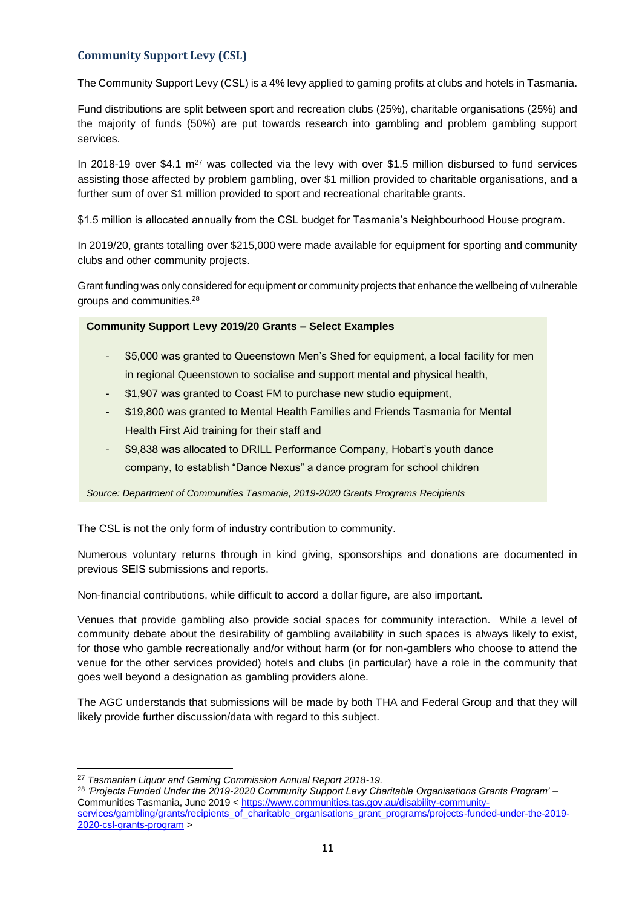### Community Support Levy (CSL)

The Community Support Levy (CSL) is a 4% levy applied to gaming profits at clubs and hotels in Tasmania.

Fund distributions are split between sport and recreation clubs (25%), charitable organisations (25%) and the majority of funds (50%) are put towards research into gambling and problem gambling support services.

In 2018-19 over $4.1 m[27] was collected via the levy with over $1.5 million disbursed to fund services assisting those affected by problem gambling, over $1 million provided to charitable organisations, and a further sum of over $1 million provided to sport and recreational charitable grants.

$1.5 million is allocated annually from the CSL budget for Tasmania's Neighbourhood House program.

In 2019/20, grants totalling over $215,000 were made available for equipment for sporting and community clubs and other community projects.

Grant funding was only considered for equipment or community projects that enhance the wellbeing of vulnerable groups and communities.[28]

**Community Support Levy 2019/20 Grants – Select Examples**

- $5,000 was granted to Queenstown Men's Shed for equipment, a local facility for men in regional Queenstown to socialise and support mental and physical health,
- $1,907 was granted to Coast FM to purchase new studio equipment,
- $19,800 was granted to Mental Health Families and Friends Tasmania for Mental Health First Aid training for their staff and
- $9,838 was allocated to DRILL Performance Company, Hobart's youth dance company, to establish "Dance Nexus" a dance program for school children

*Source: Department of Communities Tasmania, 2019-2020 Grants Programs Recipients*

The CSL is not the only form of industry contribution to community.

Numerous voluntary returns through in kind giving, sponsorships and donations are documented in previous SEIS submissions and reports.

Non-financial contributions, while difficult to accord a dollar figure, are also important.

Venues that provide gambling also provide social spaces for community interaction. While a level of community debate about the desirability of gambling availability in such spaces is always likely to exist, for those who gamble recreationally and/or without harm (or for non-gamblers who choose to attend the venue for the other services provided) hotels and clubs (in particular) have a role in the community that goes well beyond a designation as gambling providers alone.

The AGC understands that submissions will be made by both THA and Federal Group and that they will likely provide further discussion/data with regard to this subject.

---

[27] *Tasmanian Liquor and Gaming Commission Annual Report 2018-19.*

[28] *'Projects Funded Under the 2019-2020 Community Support Levy Charitable Organisations Grants Program'* – Communities Tasmania, June 2019 < https://www.communities.tas.gov.au/disability-community-services/gambling/grants/recipients_of_charitable_organisations_grant_programs/projects-funded-under-the-2019-2020-csl-grants-program >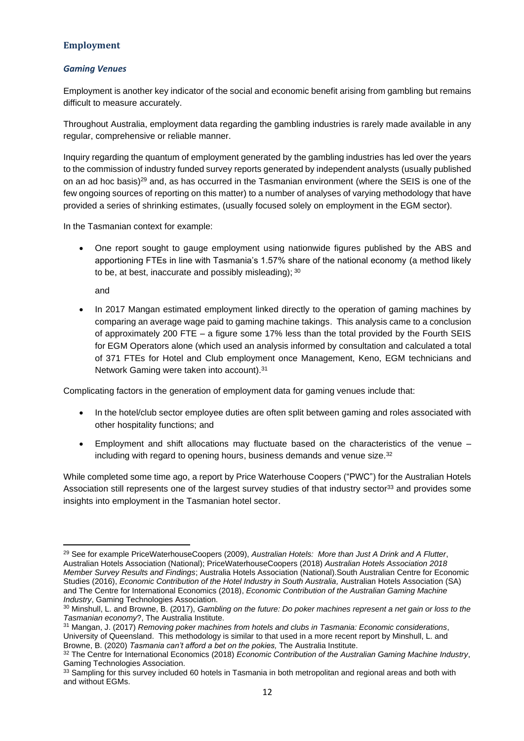## Employment

### *Gaming Venues*

Employment is another key indicator of the social and economic benefit arising from gambling but remains difficult to measure accurately.

Throughout Australia, employment data regarding the gambling industries is rarely made available in any regular, comprehensive or reliable manner.

Inquiry regarding the quantum of employment generated by the gambling industries has led over the years to the commission of industry funded survey reports generated by independent analysts (usually published on an ad hoc basis)[29] and, as has occurred in the Tasmanian environment (where the SEIS is one of the few ongoing sources of reporting on this matter) to a number of analyses of varying methodology that have provided a series of shrinking estimates, (usually focused solely on employment in the EGM sector).

In the Tasmanian context for example:

- One report sought to gauge employment using nationwide figures published by the ABS and apportioning FTEs in line with Tasmania's 1.57% share of the national economy (a method likely to be, at best, inaccurate and possibly misleading); [30]

  and

- In 2017 Mangan estimated employment linked directly to the operation of gaming machines by comparing an average wage paid to gaming machine takings. This analysis came to a conclusion of approximately 200 FTE – a figure some 17% less than the total provided by the Fourth SEIS for EGM Operators alone (which used an analysis informed by consultation and calculated a total of 371 FTEs for Hotel and Club employment once Management, Keno, EGM technicians and Network Gaming were taken into account).[31]

Complicating factors in the generation of employment data for gaming venues include that:

- In the hotel/club sector employee duties are often split between gaming and roles associated with other hospitality functions; and

- Employment and shift allocations may fluctuate based on the characteristics of the venue – including with regard to opening hours, business demands and venue size.[32]

While completed some time ago, a report by Price Waterhouse Coopers ("PWC") for the Australian Hotels Association still represents one of the largest survey studies of that industry sector[33] and provides some insights into employment in the Tasmanian hotel sector.

---

[29] See for example PriceWaterhouseCoopers (2009), *Australian Hotels: More than Just A Drink and A Flutter*, Australian Hotels Association (National); PriceWaterhouseCoopers (2018) *Australian Hotels Association 2018 Member Survey Results and Findings*; Australia Hotels Association (National).South Australian Centre for Economic Studies (2016), *Economic Contribution of the Hotel Industry in South Australia,* Australian Hotels Association (SA) and The Centre for International Economics (2018), *Economic Contribution of the Australian Gaming Machine Industry*, Gaming Technologies Association.

[30] Minshull, L. and Browne, B. (2017), *Gambling on the future: Do poker machines represent a net gain or loss to the Tasmanian economy*?, The Australia Institute.

[31] Mangan, J. (2017) *Removing poker machines from hotels and clubs in Tasmania: Economic considerations*, University of Queensland. This methodology is similar to that used in a more recent report by Minshull, L. and Browne, B. (2020) *Tasmania can't afford a bet on the pokies,* The Australia Institute.

[32] The Centre for International Economics (2018) *Economic Contribution of the Australian Gaming Machine Industry*, Gaming Technologies Association.

[33] Sampling for this survey included 60 hotels in Tasmania in both metropolitan and regional areas and both with and without EGMs.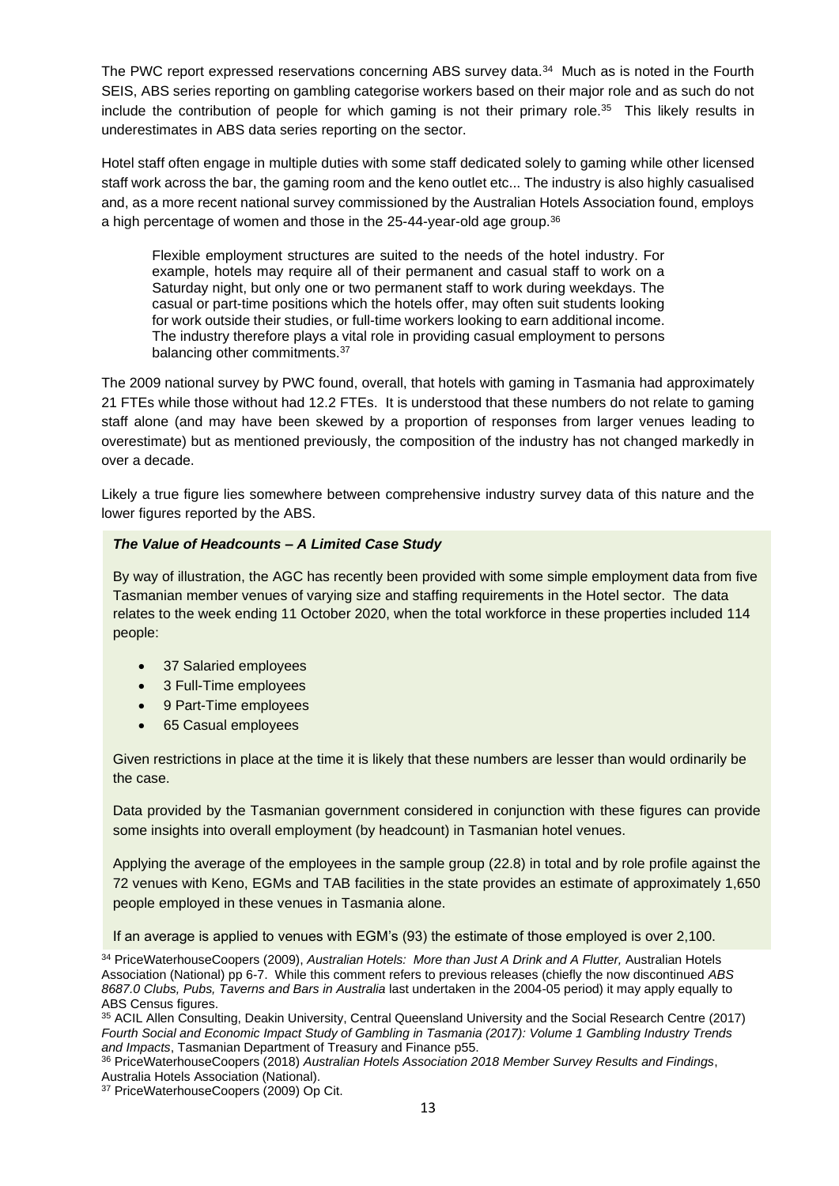The PWC report expressed reservations concerning ABS survey data.[34] Much as is noted in the Fourth SEIS, ABS series reporting on gambling categorise workers based on their major role and as such do not include the contribution of people for which gaming is not their primary role.[35] This likely results in underestimates in ABS data series reporting on the sector.

Hotel staff often engage in multiple duties with some staff dedicated solely to gaming while other licensed staff work across the bar, the gaming room and the keno outlet etc... The industry is also highly casualised and, as a more recent national survey commissioned by the Australian Hotels Association found, employs a high percentage of women and those in the 25-44-year-old age group.[36]

> Flexible employment structures are suited to the needs of the hotel industry. For example, hotels may require all of their permanent and casual staff to work on a Saturday night, but only one or two permanent staff to work during weekdays. The casual or part-time positions which the hotels offer, may often suit students looking for work outside their studies, or full-time workers looking to earn additional income. The industry therefore plays a vital role in providing casual employment to persons balancing other commitments.[37]

The 2009 national survey by PWC found, overall, that hotels with gaming in Tasmania had approximately 21 FTEs while those without had 12.2 FTEs. It is understood that these numbers do not relate to gaming staff alone (and may have been skewed by a proportion of responses from larger venues leading to overestimate) but as mentioned previously, the composition of the industry has not changed markedly in over a decade.

Likely a true figure lies somewhere between comprehensive industry survey data of this nature and the lower figures reported by the ABS.

***The Value of Headcounts – A Limited Case Study***

By way of illustration, the AGC has recently been provided with some simple employment data from five Tasmanian member venues of varying size and staffing requirements in the Hotel sector. The data relates to the week ending 11 October 2020, when the total workforce in these properties included 114 people:

- 37 Salaried employees
- 3 Full-Time employees
- 9 Part-Time employees
- 65 Casual employees

Given restrictions in place at the time it is likely that these numbers are lesser than would ordinarily be the case.

Data provided by the Tasmanian government considered in conjunction with these figures can provide some insights into overall employment (by headcount) in Tasmanian hotel venues.

Applying the average of the employees in the sample group (22.8) in total and by role profile against the 72 venues with Keno, EGMs and TAB facilities in the state provides an estimate of approximately 1,650 people employed in these venues in Tasmania alone.

If an average is applied to venues with EGM's (93) the estimate of those employed is over 2,100.

[34] PriceWaterhouseCoopers (2009), *Australian Hotels: More than Just A Drink and A Flutter,* Australian Hotels Association (National) pp 6-7. While this comment refers to previous releases (chiefly the now discontinued *ABS 8687.0 Clubs, Pubs, Taverns and Bars in Australia* last undertaken in the 2004-05 period) it may apply equally to ABS Census figures.

[35] ACIL Allen Consulting, Deakin University, Central Queensland University and the Social Research Centre (2017) *Fourth Social and Economic Impact Study of Gambling in Tasmania (2017): Volume 1 Gambling Industry Trends and Impacts*, Tasmanian Department of Treasury and Finance p55.

[36] PriceWaterhouseCoopers (2018) *Australian Hotels Association 2018 Member Survey Results and Findings*, Australia Hotels Association (National).

[37] PriceWaterhouseCoopers (2009) Op Cit.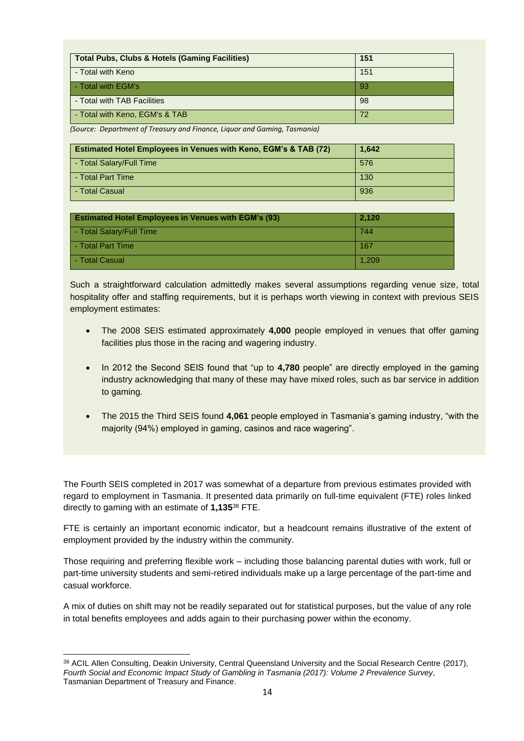| Total Pubs, Clubs & Hotels (Gaming Facilities) | 151 |
| --- | --- |
| - Total with Keno | 151 |
| - Total with EGM's | 93 |
| - Total with TAB Facilities | 98 |
| - Total with Keno, EGM's & TAB | 72 |

*(Source: Department of Treasury and Finance, Liquor and Gaming, Tasmania)*

| Estimated Hotel Employees in Venues with Keno, EGM's & TAB (72) | 1,642 |
| --- | --- |
| - Total Salary/Full Time | 576 |
| - Total Part Time | 130 |
| - Total Casual | 936 |

| Estimated Hotel Employees in Venues with EGM's (93) | 2,120 |
| --- | --- |
| - Total Salary/Full Time | 744 |
| - Total Part Time | 167 |
| - Total Casual | 1,209 |

Such a straightforward calculation admittedly makes several assumptions regarding venue size, total hospitality offer and staffing requirements, but it is perhaps worth viewing in context with previous SEIS employment estimates:

- The 2008 SEIS estimated approximately **4,000** people employed in venues that offer gaming facilities plus those in the racing and wagering industry.
- In 2012 the Second SEIS found that "up to **4,780** people" are directly employed in the gaming industry acknowledging that many of these may have mixed roles, such as bar service in addition to gaming.
- The 2015 the Third SEIS found **4,061** people employed in Tasmania's gaming industry, "with the majority (94%) employed in gaming, casinos and race wagering".

The Fourth SEIS completed in 2017 was somewhat of a departure from previous estimates provided with regard to employment in Tasmania. It presented data primarily on full-time equivalent (FTE) roles linked directly to gaming with an estimate of **1,135**[38] FTE.

FTE is certainly an important economic indicator, but a headcount remains illustrative of the extent of employment provided by the industry within the community.

Those requiring and preferring flexible work – including those balancing parental duties with work, full or part-time university students and semi-retired individuals make up a large percentage of the part-time and casual workforce.

A mix of duties on shift may not be readily separated out for statistical purposes, but the value of any role in total benefits employees and adds again to their purchasing power within the economy.

[38] ACIL Allen Consulting, Deakin University, Central Queensland University and the Social Research Centre (2017), *Fourth Social and Economic Impact Study of Gambling in Tasmania (2017): Volume 2 Prevalence Survey*, Tasmanian Department of Treasury and Finance.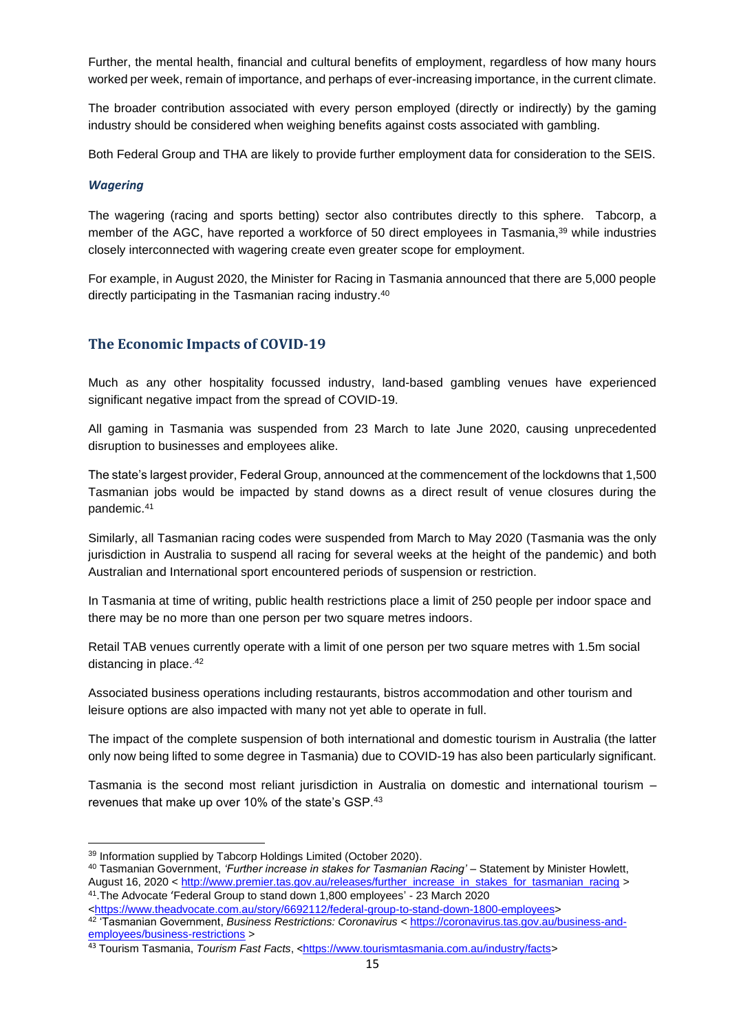Further, the mental health, financial and cultural benefits of employment, regardless of how many hours worked per week, remain of importance, and perhaps of ever-increasing importance, in the current climate.

The broader contribution associated with every person employed (directly or indirectly) by the gaming industry should be considered when weighing benefits against costs associated with gambling.

Both Federal Group and THA are likely to provide further employment data for consideration to the SEIS.

### *Wagering*

The wagering (racing and sports betting) sector also contributes directly to this sphere. Tabcorp, a member of the AGC, have reported a workforce of 50 direct employees in Tasmania,[39] while industries closely interconnected with wagering create even greater scope for employment.

For example, in August 2020, the Minister for Racing in Tasmania announced that there are 5,000 people directly participating in the Tasmanian racing industry.[40]

## The Economic Impacts of COVID-19

Much as any other hospitality focussed industry, land-based gambling venues have experienced significant negative impact from the spread of COVID-19.

All gaming in Tasmania was suspended from 23 March to late June 2020, causing unprecedented disruption to businesses and employees alike.

The state's largest provider, Federal Group, announced at the commencement of the lockdowns that 1,500 Tasmanian jobs would be impacted by stand downs as a direct result of venue closures during the pandemic.[41]

Similarly, all Tasmanian racing codes were suspended from March to May 2020 (Tasmania was the only jurisdiction in Australia to suspend all racing for several weeks at the height of the pandemic) and both Australian and International sport encountered periods of suspension or restriction.

In Tasmania at time of writing, public health restrictions place a limit of 250 people per indoor space and there may be no more than one person per two square metres indoors.

Retail TAB venues currently operate with a limit of one person per two square metres with 1.5m social distancing in place.[42]

Associated business operations including restaurants, bistros accommodation and other tourism and leisure options are also impacted with many not yet able to operate in full.

The impact of the complete suspension of both international and domestic tourism in Australia (the latter only now being lifted to some degree in Tasmania) due to COVID-19 has also been particularly significant.

Tasmania is the second most reliant jurisdiction in Australia on domestic and international tourism – revenues that make up over 10% of the state's GSP.[43]

---

[39] Information supplied by Tabcorp Holdings Limited (October 2020).

[40] Tasmanian Government, *'Further increase in stakes for Tasmanian Racing'* – Statement by Minister Howlett, August 16, 2020 < http://www.premier.tas.gov.au/releases/further_increase_in_stakes_for_tasmanian_racing >

[41].The Advocate 'Federal Group to stand down 1,800 employees' - 23 March 2020 <https://www.theadvocate.com.au/story/6692112/federal-group-to-stand-down-1800-employees>

[42] 'Tasmanian Government, *Business Restrictions: Coronavirus* < https://coronavirus.tas.gov.au/business-and-employees/business-restrictions >

[43] Tourism Tasmania, *Tourism Fast Facts*, <https://www.tourismtasmania.com.au/industry/facts>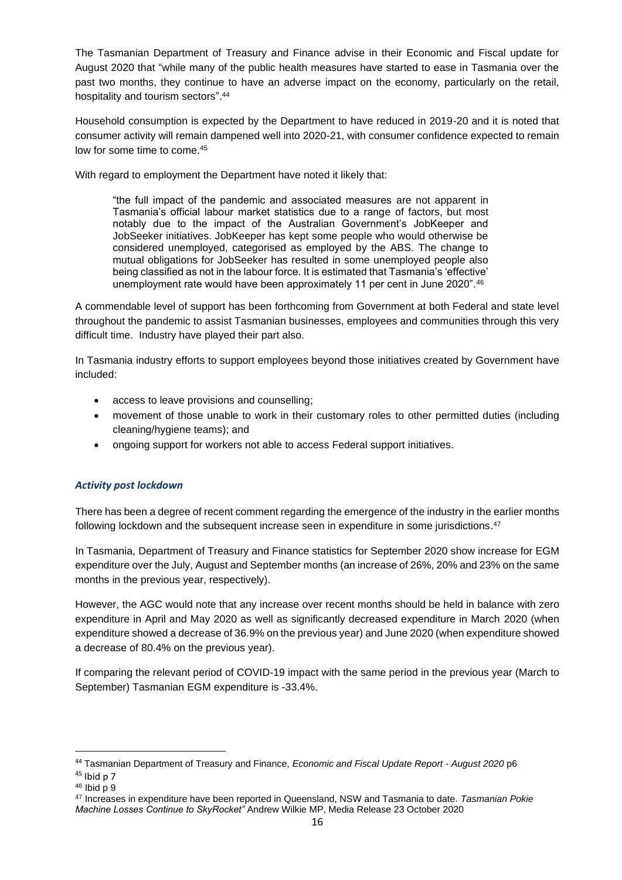The Tasmanian Department of Treasury and Finance advise in their Economic and Fiscal update for August 2020 that "while many of the public health measures have started to ease in Tasmania over the past two months, they continue to have an adverse impact on the economy, particularly on the retail, hospitality and tourism sectors".[44]

Household consumption is expected by the Department to have reduced in 2019-20 and it is noted that consumer activity will remain dampened well into 2020-21, with consumer confidence expected to remain low for some time to come.[45]

With regard to employment the Department have noted it likely that:

> "the full impact of the pandemic and associated measures are not apparent in Tasmania's official labour market statistics due to a range of factors, but most notably due to the impact of the Australian Government's JobKeeper and JobSeeker initiatives. JobKeeper has kept some people who would otherwise be considered unemployed, categorised as employed by the ABS. The change to mutual obligations for JobSeeker has resulted in some unemployed people also being classified as not in the labour force. It is estimated that Tasmania's 'effective' unemployment rate would have been approximately 11 per cent in June 2020".[46]

A commendable level of support has been forthcoming from Government at both Federal and state level throughout the pandemic to assist Tasmanian businesses, employees and communities through this very difficult time. Industry have played their part also.

In Tasmania industry efforts to support employees beyond those initiatives created by Government have included:

- access to leave provisions and counselling;
- movement of those unable to work in their customary roles to other permitted duties (including cleaning/hygiene teams); and
- ongoing support for workers not able to access Federal support initiatives.

### *Activity post lockdown*

There has been a degree of recent comment regarding the emergence of the industry in the earlier months following lockdown and the subsequent increase seen in expenditure in some jurisdictions.[47]

In Tasmania, Department of Treasury and Finance statistics for September 2020 show increase for EGM expenditure over the July, August and September months (an increase of 26%, 20% and 23% on the same months in the previous year, respectively).

However, the AGC would note that any increase over recent months should be held in balance with zero expenditure in April and May 2020 as well as significantly decreased expenditure in March 2020 (when expenditure showed a decrease of 36.9% on the previous year) and June 2020 (when expenditure showed a decrease of 80.4% on the previous year).

If comparing the relevant period of COVID-19 impact with the same period in the previous year (March to September) Tasmanian EGM expenditure is -33.4%.

---

[44] Tasmanian Department of Treasury and Finance, *Economic and Fiscal Update Report - August 2020* p6

[45] Ibid p 7

[46] Ibid p 9

[47] Increases in expenditure have been reported in Queensland, NSW and Tasmania to date. *Tasmanian Pokie Machine Losses Continue to SkyRocket"* Andrew Wilkie MP, Media Release 23 October 2020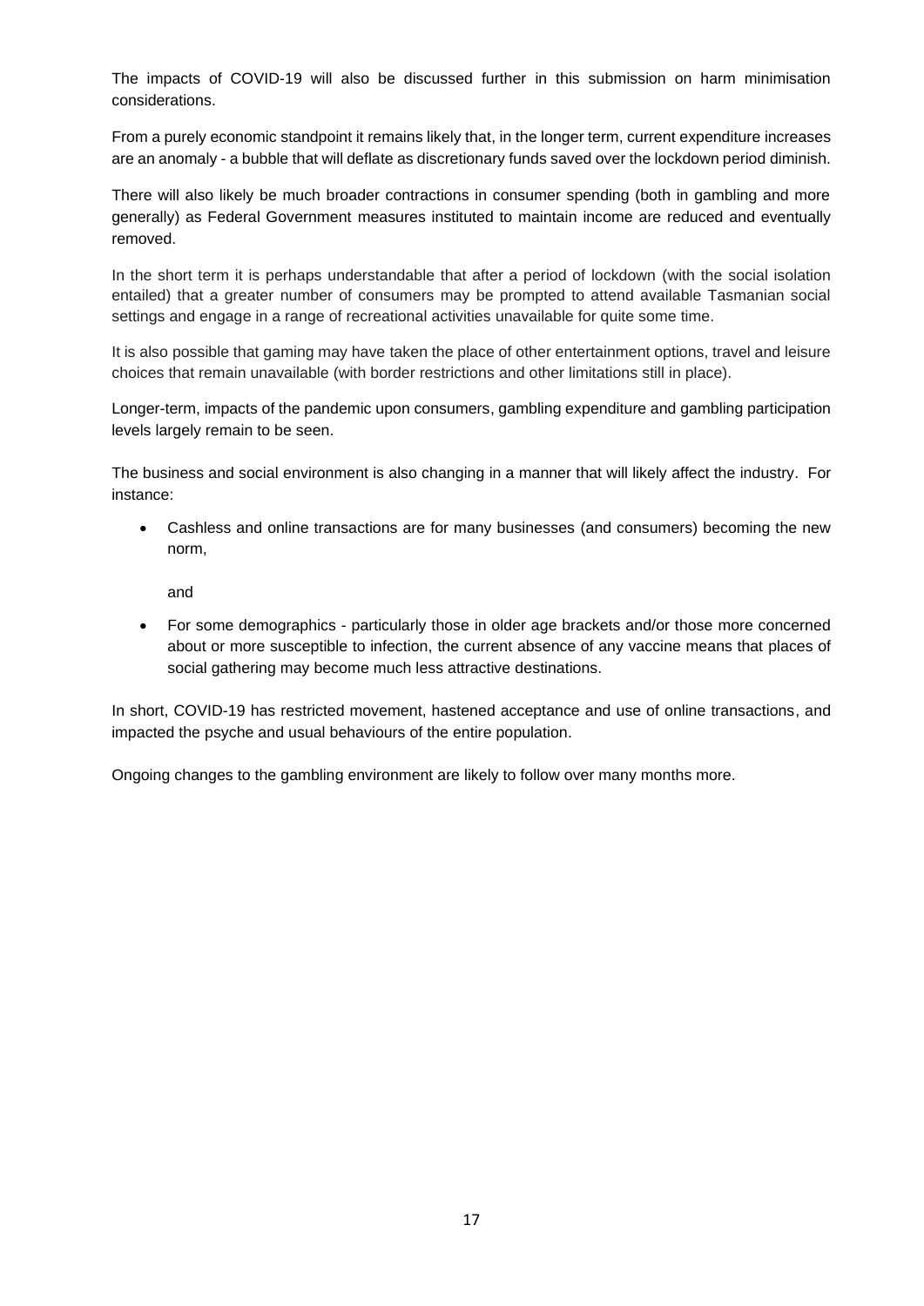The impacts of COVID-19 will also be discussed further in this submission on harm minimisation considerations.

From a purely economic standpoint it remains likely that, in the longer term, current expenditure increases are an anomaly - a bubble that will deflate as discretionary funds saved over the lockdown period diminish.

There will also likely be much broader contractions in consumer spending (both in gambling and more generally) as Federal Government measures instituted to maintain income are reduced and eventually removed.

In the short term it is perhaps understandable that after a period of lockdown (with the social isolation entailed) that a greater number of consumers may be prompted to attend available Tasmanian social settings and engage in a range of recreational activities unavailable for quite some time.

It is also possible that gaming may have taken the place of other entertainment options, travel and leisure choices that remain unavailable (with border restrictions and other limitations still in place).

Longer-term, impacts of the pandemic upon consumers, gambling expenditure and gambling participation levels largely remain to be seen.

The business and social environment is also changing in a manner that will likely affect the industry. For instance:

- Cashless and online transactions are for many businesses (and consumers) becoming the new norm,

  and

- For some demographics - particularly those in older age brackets and/or those more concerned about or more susceptible to infection, the current absence of any vaccine means that places of social gathering may become much less attractive destinations.

In short, COVID-19 has restricted movement, hastened acceptance and use of online transactions, and impacted the psyche and usual behaviours of the entire population.

Ongoing changes to the gambling environment are likely to follow over many months more.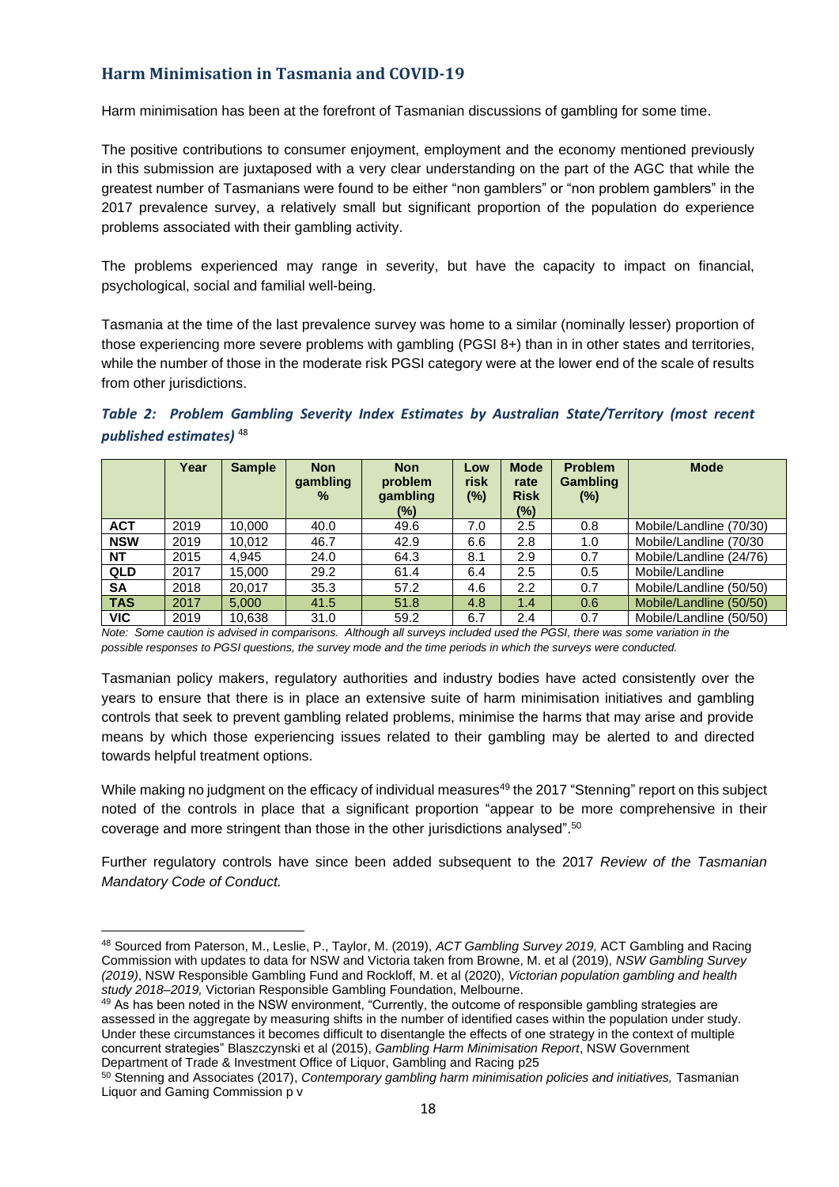## Harm Minimisation in Tasmania and COVID-19

Harm minimisation has been at the forefront of Tasmanian discussions of gambling for some time.

The positive contributions to consumer enjoyment, employment and the economy mentioned previously in this submission are juxtaposed with a very clear understanding on the part of the AGC that while the greatest number of Tasmanians were found to be either "non gamblers" or "non problem gamblers" in the 2017 prevalence survey, a relatively small but significant proportion of the population do experience problems associated with their gambling activity.

The problems experienced may range in severity, but have the capacity to impact on financial, psychological, social and familial well-being.

Tasmania at the time of the last prevalence survey was home to a similar (nominally lesser) proportion of those experiencing more severe problems with gambling (PGSI 8+) than in in other states and territories, while the number of those in the moderate risk PGSI category were at the lower end of the scale of results from other jurisdictions.

***Table 2: Problem Gambling Severity Index Estimates by Australian State/Territory (most recent published estimates)*** [48]

| | Year | Sample | Non gambling % | Non problem gambling (%) | Low risk (%) | Mode rate Risk (%) | Problem Gambling (%) | Mode |
|---|---|---|---|---|---|---|---|---|
| **ACT** | 2019 | 10,000 | 40.0 | 49.6 | 7.0 | 2.5 | 0.8 | Mobile/Landline (70/30) |
| **NSW** | 2019 | 10,012 | 46.7 | 42.9 | 6.6 | 2.8 | 1.0 | Mobile/Landline (70/30 |
| **NT** | 2015 | 4,945 | 24.0 | 64.3 | 8.1 | 2.9 | 0.7 | Mobile/Landline (24/76) |
| **QLD** | 2017 | 15,000 | 29.2 | 61.4 | 6.4 | 2.5 | 0.5 | Mobile/Landline |
| **SA** | 2018 | 20,017 | 35.3 | 57.2 | 4.6 | 2.2 | 0.7 | Mobile/Landline (50/50) |
| **TAS** | 2017 | 5,000 | 41.5 | 51.8 | 4.8 | 1.4 | 0.6 | Mobile/Landline (50/50) |
| **VIC** | 2019 | 10,638 | 31.0 | 59.2 | 6.7 | 2.4 | 0.7 | Mobile/Landline (50/50) |

*Note: Some caution is advised in comparisons. Although all surveys included used the PGSI, there was some variation in the possible responses to PGSI questions, the survey mode and the time periods in which the surveys were conducted.*

Tasmanian policy makers, regulatory authorities and industry bodies have acted consistently over the years to ensure that there is in place an extensive suite of harm minimisation initiatives and gambling controls that seek to prevent gambling related problems, minimise the harms that may arise and provide means by which those experiencing issues related to their gambling may be alerted to and directed towards helpful treatment options.

While making no judgment on the efficacy of individual measures[49] the 2017 "Stenning" report on this subject noted of the controls in place that a significant proportion "appear to be more comprehensive in their coverage and more stringent than those in the other jurisdictions analysed".[50]

Further regulatory controls have since been added subsequent to the 2017 *Review of the Tasmanian Mandatory Code of Conduct.*

---

[48] Sourced from Paterson, M., Leslie, P., Taylor, M. (2019), *ACT Gambling Survey 2019,* ACT Gambling and Racing Commission with updates to data for NSW and Victoria taken from Browne, M. et al (2019), *NSW Gambling Survey (2019)*, NSW Responsible Gambling Fund and Rockloff, M. et al (2020), *Victorian population gambling and health study 2018–2019,* Victorian Responsible Gambling Foundation, Melbourne.

[49] As has been noted in the NSW environment, "Currently, the outcome of responsible gambling strategies are assessed in the aggregate by measuring shifts in the number of identified cases within the population under study. Under these circumstances it becomes difficult to disentangle the effects of one strategy in the context of multiple concurrent strategies" Blaszczynski et al (2015), *Gambling Harm Minimisation Report*, NSW Government Department of Trade & Investment Office of Liquor, Gambling and Racing p25

[50] Stenning and Associates (2017), *Contemporary gambling harm minimisation policies and initiatives,* Tasmanian Liquor and Gaming Commission p v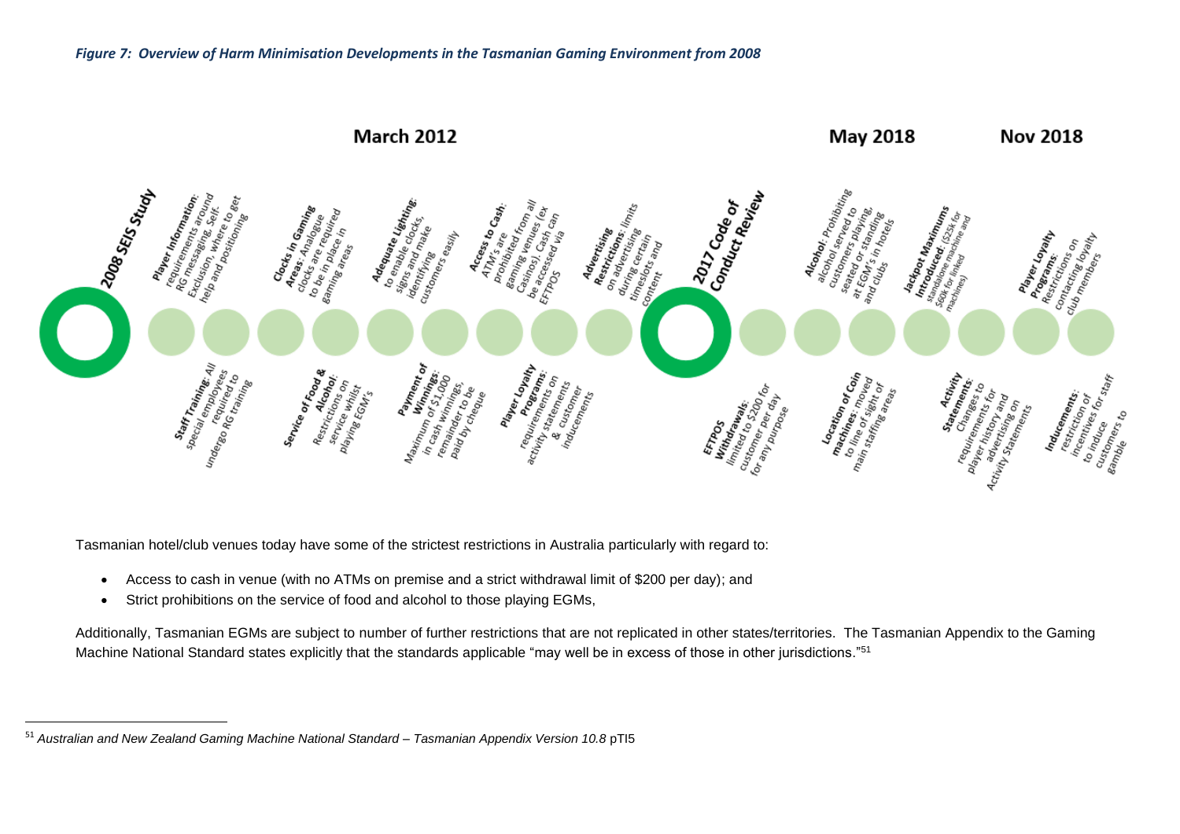*Figure 7: Overview of Harm Minimisation Developments in the Tasmanian Gaming Environment from 2008*

March 2012 | May 2018 | Nov 2018

- **2008 SEIS Study**
- **Player Information**: requirements around RG messaging, Self-Exclusion, where to get help and positioning
- **Staff Training**: All special employees required to undergo RG training
- **Clocks in Gaming Areas**: Analogue clocks are required to be in place in gaming areas
- **Service of Food & Alcohol**: Restrictions on service whilst playing EGM's
- **Adequate Lighting**: to enable clocks, signs and make identifying customers easily
- **Payment of Winnings**: Maximum of $1,000 in cash winnings, remainder to be paid by cheque
- **Access to Cash**: ATM's are prohibited from all gaming venues (ex Casinos). Cash can be accessed via EFTPOS
- **Player Loyalty Programs**: requirements on activity statements & customer inducements
- **Advertising Restrictions**: limits on advertising during certain timeslots and content
- **2017 Code of Conduct Review**
- **EFTPOS Withdrawals**: limited to $200 for customer per day for any purpose
- **Alcohol**: Prohibiting alcohol served to customers playing, seated or standing at EGM's in hotels and clubs
- **Location of Coin machines**: moved to line of sight of main staffing areas
- **Jackpot Maximums Introduced**: ($25k for standalone machine and $60k for linked machines)
- **Activity Statements**: Changes to requirements for player history and advertising on Activity Statements
- **Player Loyalty Programs**: Restrictions on contacting loyalty club members
- **Inducements**: restriction of incentives for staff to induce customers to gamble

Tasmanian hotel/club venues today have some of the strictest restrictions in Australia particularly with regard to:

- Access to cash in venue (with no ATMs on premise and a strict withdrawal limit of $200 per day); and
- Strict prohibitions on the service of food and alcohol to those playing EGMs,

Additionally, Tasmanian EGMs are subject to number of further restrictions that are not replicated in other states/territories. The Tasmanian Appendix to the Gaming Machine National Standard states explicitly that the standards applicable "may well be in excess of those in other jurisdictions."[51]

[51] *Australian and New Zealand Gaming Machine National Standard – Tasmanian Appendix Version 10.8* pTI5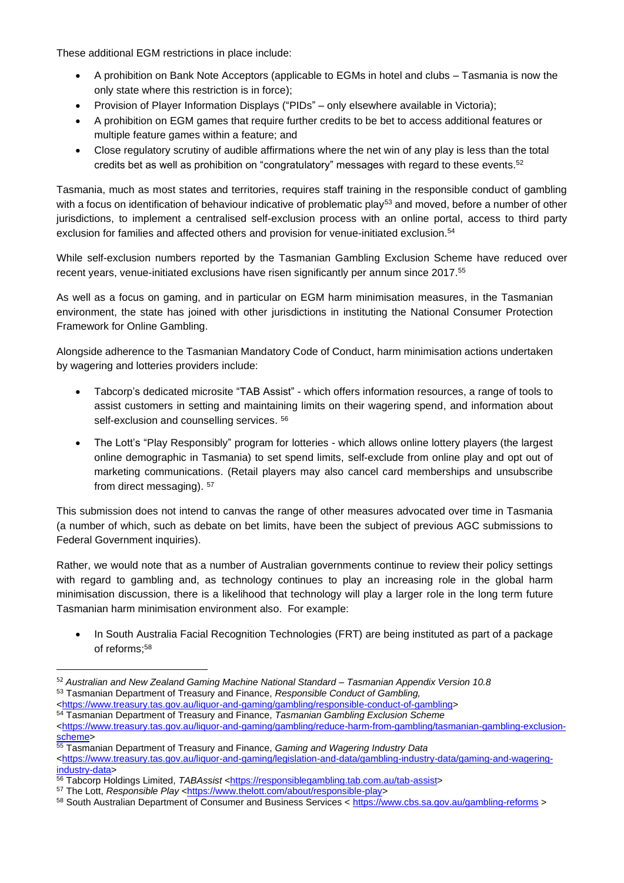These additional EGM restrictions in place include:

- A prohibition on Bank Note Acceptors (applicable to EGMs in hotel and clubs – Tasmania is now the only state where this restriction is in force);
- Provision of Player Information Displays ("PIDs" – only elsewhere available in Victoria);
- A prohibition on EGM games that require further credits to be bet to access additional features or multiple feature games within a feature; and
- Close regulatory scrutiny of audible affirmations where the net win of any play is less than the total credits bet as well as prohibition on "congratulatory" messages with regard to these events.[52]

Tasmania, much as most states and territories, requires staff training in the responsible conduct of gambling with a focus on identification of behaviour indicative of problematic play[53] and moved, before a number of other jurisdictions, to implement a centralised self-exclusion process with an online portal, access to third party exclusion for families and affected others and provision for venue-initiated exclusion.[54]

While self-exclusion numbers reported by the Tasmanian Gambling Exclusion Scheme have reduced over recent years, venue-initiated exclusions have risen significantly per annum since 2017.[55]

As well as a focus on gaming, and in particular on EGM harm minimisation measures, in the Tasmanian environment, the state has joined with other jurisdictions in instituting the National Consumer Protection Framework for Online Gambling.

Alongside adherence to the Tasmanian Mandatory Code of Conduct, harm minimisation actions undertaken by wagering and lotteries providers include:

- Tabcorp's dedicated microsite "TAB Assist" - which offers information resources, a range of tools to assist customers in setting and maintaining limits on their wagering spend, and information about self-exclusion and counselling services. [56]

- The Lott's "Play Responsibly" program for lotteries - which allows online lottery players (the largest online demographic in Tasmania) to set spend limits, self-exclude from online play and opt out of marketing communications. (Retail players may also cancel card memberships and unsubscribe from direct messaging). [57]

This submission does not intend to canvas the range of other measures advocated over time in Tasmania (a number of which, such as debate on bet limits, have been the subject of previous AGC submissions to Federal Government inquiries).

Rather, we would note that as a number of Australian governments continue to review their policy settings with regard to gambling and, as technology continues to play an increasing role in the global harm minimisation discussion, there is a likelihood that technology will play a larger role in the long term future Tasmanian harm minimisation environment also. For example:

- In South Australia Facial Recognition Technologies (FRT) are being instituted as part of a package of reforms;[58]

---

[52] *Australian and New Zealand Gaming Machine National Standard – Tasmanian Appendix Version 10.8*

[53] Tasmanian Department of Treasury and Finance, *Responsible Conduct of Gambling,* <https://www.treasury.tas.gov.au/liquor-and-gaming/gambling/responsible-conduct-of-gambling>

[54] Tasmanian Department of Treasury and Finance, *Tasmanian Gambling Exclusion Scheme* <https://www.treasury.tas.gov.au/liquor-and-gaming/gambling/reduce-harm-from-gambling/tasmanian-gambling-exclusion-scheme>

[55] Tasmanian Department of Treasury and Finance, *Gaming and Wagering Industry Data* <https://www.treasury.tas.gov.au/liquor-and-gaming/legislation-and-data/gambling-industry-data/gaming-and-wagering-industry-data>

[56] Tabcorp Holdings Limited, *TABAssist* <https://responsiblegambling.tab.com.au/tab-assist>

[57] The Lott, *Responsible Play* <https://www.thelott.com/about/responsible-play>

[58] South Australian Department of Consumer and Business Services < https://www.cbs.sa.gov.au/gambling-reforms >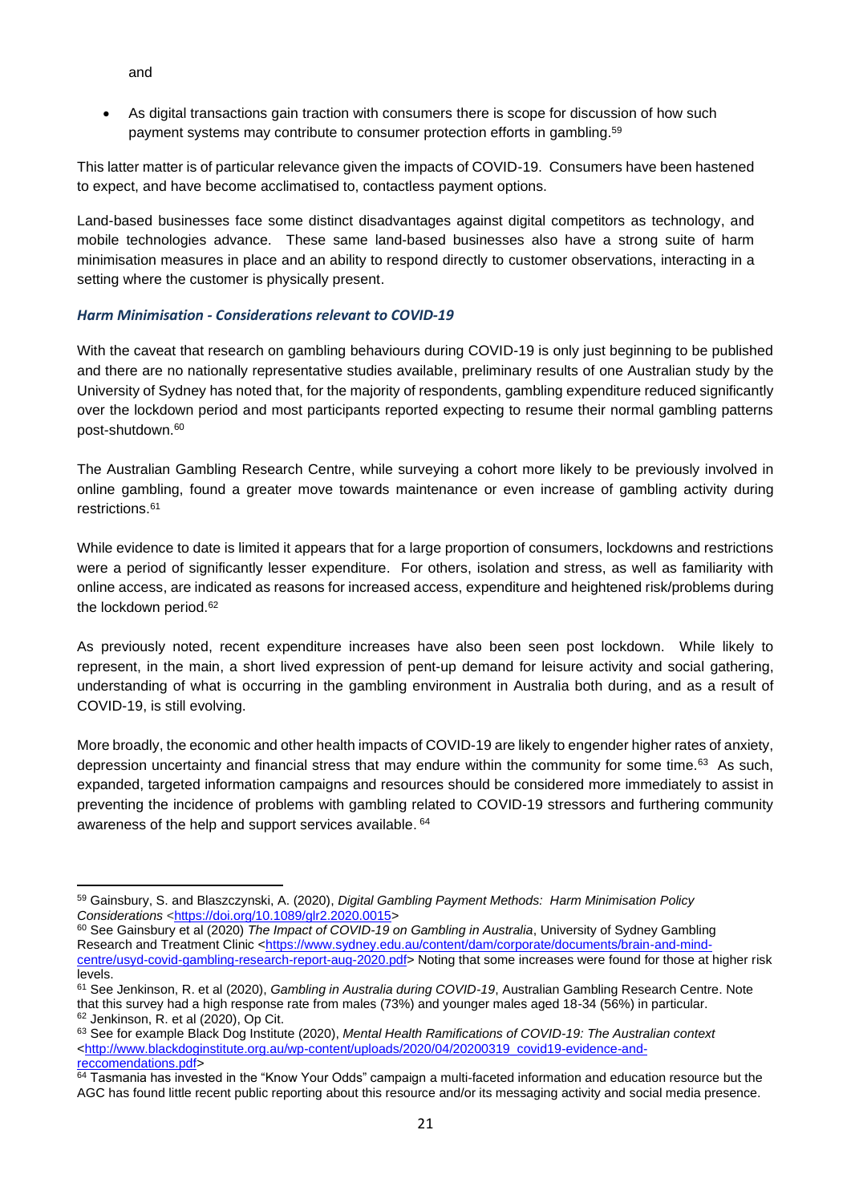and

- As digital transactions gain traction with consumers there is scope for discussion of how such payment systems may contribute to consumer protection efforts in gambling.[59]

This latter matter is of particular relevance given the impacts of COVID-19. Consumers have been hastened to expect, and have become acclimatised to, contactless payment options.

Land-based businesses face some distinct disadvantages against digital competitors as technology, and mobile technologies advance. These same land-based businesses also have a strong suite of harm minimisation measures in place and an ability to respond directly to customer observations, interacting in a setting where the customer is physically present.

### *Harm Minimisation - Considerations relevant to COVID-19*

With the caveat that research on gambling behaviours during COVID-19 is only just beginning to be published and there are no nationally representative studies available, preliminary results of one Australian study by the University of Sydney has noted that, for the majority of respondents, gambling expenditure reduced significantly over the lockdown period and most participants reported expecting to resume their normal gambling patterns post-shutdown.[60]

The Australian Gambling Research Centre, while surveying a cohort more likely to be previously involved in online gambling, found a greater move towards maintenance or even increase of gambling activity during restrictions.[61]

While evidence to date is limited it appears that for a large proportion of consumers, lockdowns and restrictions were a period of significantly lesser expenditure. For others, isolation and stress, as well as familiarity with online access, are indicated as reasons for increased access, expenditure and heightened risk/problems during the lockdown period.[62]

As previously noted, recent expenditure increases have also been seen post lockdown. While likely to represent, in the main, a short lived expression of pent-up demand for leisure activity and social gathering, understanding of what is occurring in the gambling environment in Australia both during, and as a result of COVID-19, is still evolving.

More broadly, the economic and other health impacts of COVID-19 are likely to engender higher rates of anxiety, depression uncertainty and financial stress that may endure within the community for some time.[63] As such, expanded, targeted information campaigns and resources should be considered more immediately to assist in preventing the incidence of problems with gambling related to COVID-19 stressors and furthering community awareness of the help and support services available.[64]

---

[59] Gainsbury, S. and Blaszczynski, A. (2020), *Digital Gambling Payment Methods: Harm Minimisation Policy Considerations* <https://doi.org/10.1089/glr2.2020.0015>

[60] See Gainsbury et al (2020) *The Impact of COVID-19 on Gambling in Australia*, University of Sydney Gambling Research and Treatment Clinic <https://www.sydney.edu.au/content/dam/corporate/documents/brain-and-mind-centre/usyd-covid-gambling-research-report-aug-2020.pdf> Noting that some increases were found for those at higher risk levels.

[61] See Jenkinson, R. et al (2020), *Gambling in Australia during COVID-19*, Australian Gambling Research Centre. Note that this survey had a high response rate from males (73%) and younger males aged 18-34 (56%) in particular.

[62] Jenkinson, R. et al (2020), Op Cit.

[63] See for example Black Dog Institute (2020), *Mental Health Ramifications of COVID-19: The Australian context* <http://www.blackdoginstitute.org.au/wp-content/uploads/2020/04/20200319_covid19-evidence-and-reccomendations.pdf>

[64] Tasmania has invested in the "Know Your Odds" campaign a multi-faceted information and education resource but the AGC has found little recent public reporting about this resource and/or its messaging activity and social media presence.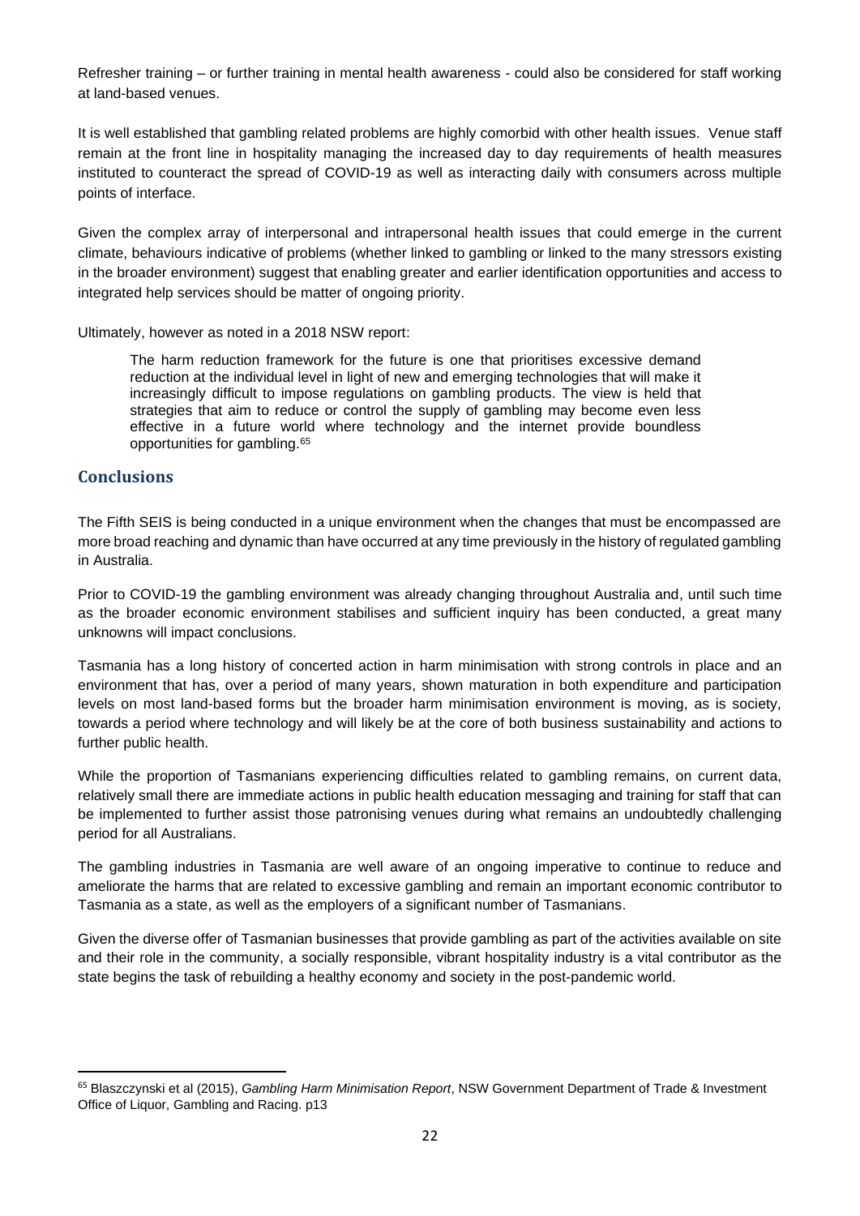Refresher training – or further training in mental health awareness - could also be considered for staff working at land-based venues.

It is well established that gambling related problems are highly comorbid with other health issues. Venue staff remain at the front line in hospitality managing the increased day to day requirements of health measures instituted to counteract the spread of COVID-19 as well as interacting daily with consumers across multiple points of interface.

Given the complex array of interpersonal and intrapersonal health issues that could emerge in the current climate, behaviours indicative of problems (whether linked to gambling or linked to the many stressors existing in the broader environment) suggest that enabling greater and earlier identification opportunities and access to integrated help services should be matter of ongoing priority.

Ultimately, however as noted in a 2018 NSW report:

> The harm reduction framework for the future is one that prioritises excessive demand reduction at the individual level in light of new and emerging technologies that will make it increasingly difficult to impose regulations on gambling products. The view is held that strategies that aim to reduce or control the supply of gambling may become even less effective in a future world where technology and the internet provide boundless opportunities for gambling.[65]

## Conclusions

The Fifth SEIS is being conducted in a unique environment when the changes that must be encompassed are more broad reaching and dynamic than have occurred at any time previously in the history of regulated gambling in Australia.

Prior to COVID-19 the gambling environment was already changing throughout Australia and, until such time as the broader economic environment stabilises and sufficient inquiry has been conducted, a great many unknowns will impact conclusions.

Tasmania has a long history of concerted action in harm minimisation with strong controls in place and an environment that has, over a period of many years, shown maturation in both expenditure and participation levels on most land-based forms but the broader harm minimisation environment is moving, as is society, towards a period where technology and will likely be at the core of both business sustainability and actions to further public health.

While the proportion of Tasmanians experiencing difficulties related to gambling remains, on current data, relatively small there are immediate actions in public health education messaging and training for staff that can be implemented to further assist those patronising venues during what remains an undoubtedly challenging period for all Australians.

The gambling industries in Tasmania are well aware of an ongoing imperative to continue to reduce and ameliorate the harms that are related to excessive gambling and remain an important economic contributor to Tasmania as a state, as well as the employers of a significant number of Tasmanians.

Given the diverse offer of Tasmanian businesses that provide gambling as part of the activities available on site and their role in the community, a socially responsible, vibrant hospitality industry is a vital contributor as the state begins the task of rebuilding a healthy economy and society in the post-pandemic world.

---

[65] Blaszczynski et al (2015), *Gambling Harm Minimisation Report*, NSW Government Department of Trade & Investment Office of Liquor, Gambling and Racing. p13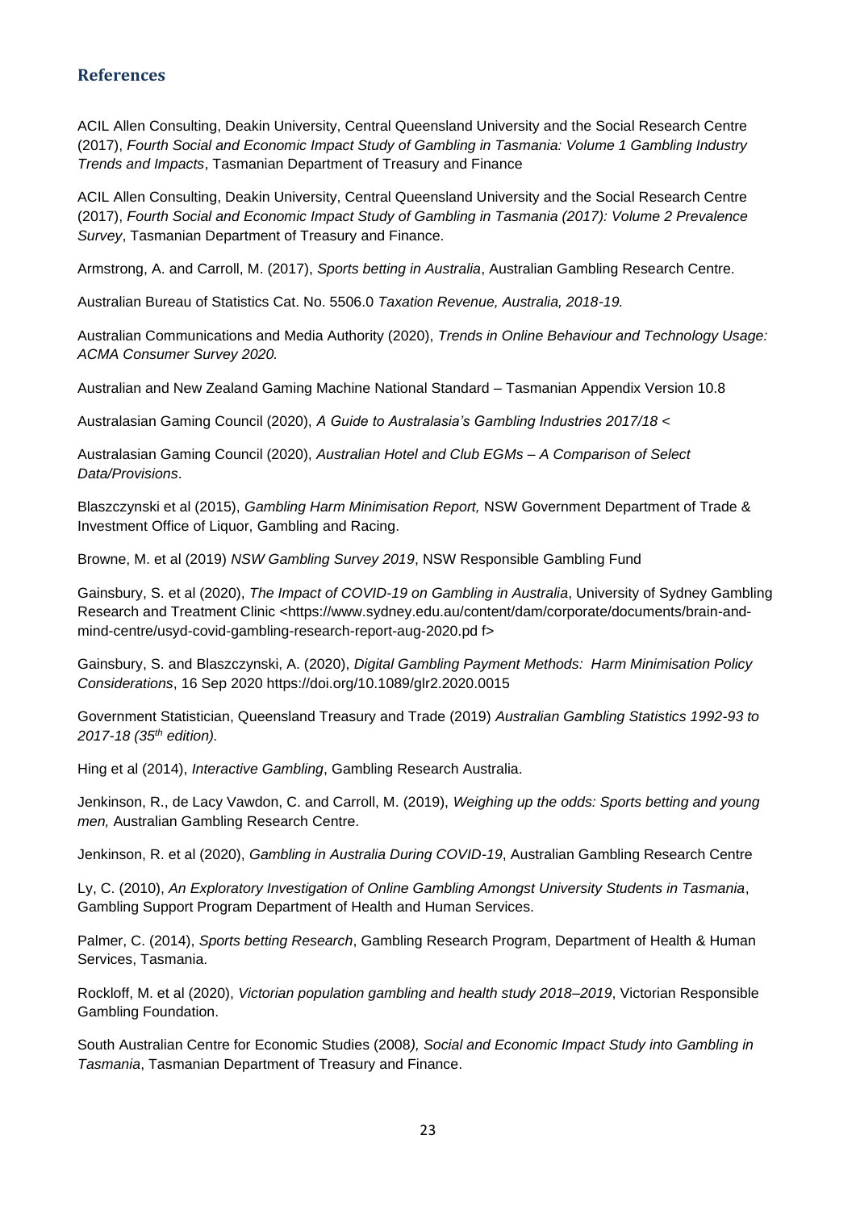## References

ACIL Allen Consulting, Deakin University, Central Queensland University and the Social Research Centre (2017), *Fourth Social and Economic Impact Study of Gambling in Tasmania: Volume 1 Gambling Industry Trends and Impacts*, Tasmanian Department of Treasury and Finance

ACIL Allen Consulting, Deakin University, Central Queensland University and the Social Research Centre (2017), *Fourth Social and Economic Impact Study of Gambling in Tasmania (2017): Volume 2 Prevalence Survey*, Tasmanian Department of Treasury and Finance.

Armstrong, A. and Carroll, M. (2017), *Sports betting in Australia*, Australian Gambling Research Centre.

Australian Bureau of Statistics Cat. No. 5506.0 *Taxation Revenue, Australia, 2018-19.*

Australian Communications and Media Authority (2020), *Trends in Online Behaviour and Technology Usage: ACMA Consumer Survey 2020.*

Australian and New Zealand Gaming Machine National Standard – Tasmanian Appendix Version 10.8

Australasian Gaming Council (2020), *A Guide to Australasia's Gambling Industries 2017/18* <

Australasian Gaming Council (2020), *Australian Hotel and Club EGMs – A Comparison of Select Data/Provisions*.

Blaszczynski et al (2015), *Gambling Harm Minimisation Report,* NSW Government Department of Trade & Investment Office of Liquor, Gambling and Racing.

Browne, M. et al (2019) *NSW Gambling Survey 2019*, NSW Responsible Gambling Fund

Gainsbury, S. et al (2020), *The Impact of COVID-19 on Gambling in Australia*, University of Sydney Gambling Research and Treatment Clinic <https://www.sydney.edu.au/content/dam/corporate/documents/brain-and-mind-centre/usyd-covid-gambling-research-report-aug-2020.pd f>

Gainsbury, S. and Blaszczynski, A. (2020), *Digital Gambling Payment Methods: Harm Minimisation Policy Considerations*, 16 Sep 2020 https://doi.org/10.1089/glr2.2020.0015

Government Statistician, Queensland Treasury and Trade (2019) *Australian Gambling Statistics 1992-93 to 2017-18 (35th edition).*

Hing et al (2014), *Interactive Gambling*, Gambling Research Australia.

Jenkinson, R., de Lacy Vawdon, C. and Carroll, M. (2019), *Weighing up the odds: Sports betting and young men,* Australian Gambling Research Centre.

Jenkinson, R. et al (2020), *Gambling in Australia During COVID-19*, Australian Gambling Research Centre

Ly, C. (2010), *An Exploratory Investigation of Online Gambling Amongst University Students in Tasmania*, Gambling Support Program Department of Health and Human Services.

Palmer, C. (2014), *Sports betting Research*, Gambling Research Program, Department of Health & Human Services, Tasmania.

Rockloff, M. et al (2020), *Victorian population gambling and health study 2018–2019*, Victorian Responsible Gambling Foundation.

South Australian Centre for Economic Studies (2008*), Social and Economic Impact Study into Gambling in Tasmania*, Tasmanian Department of Treasury and Finance.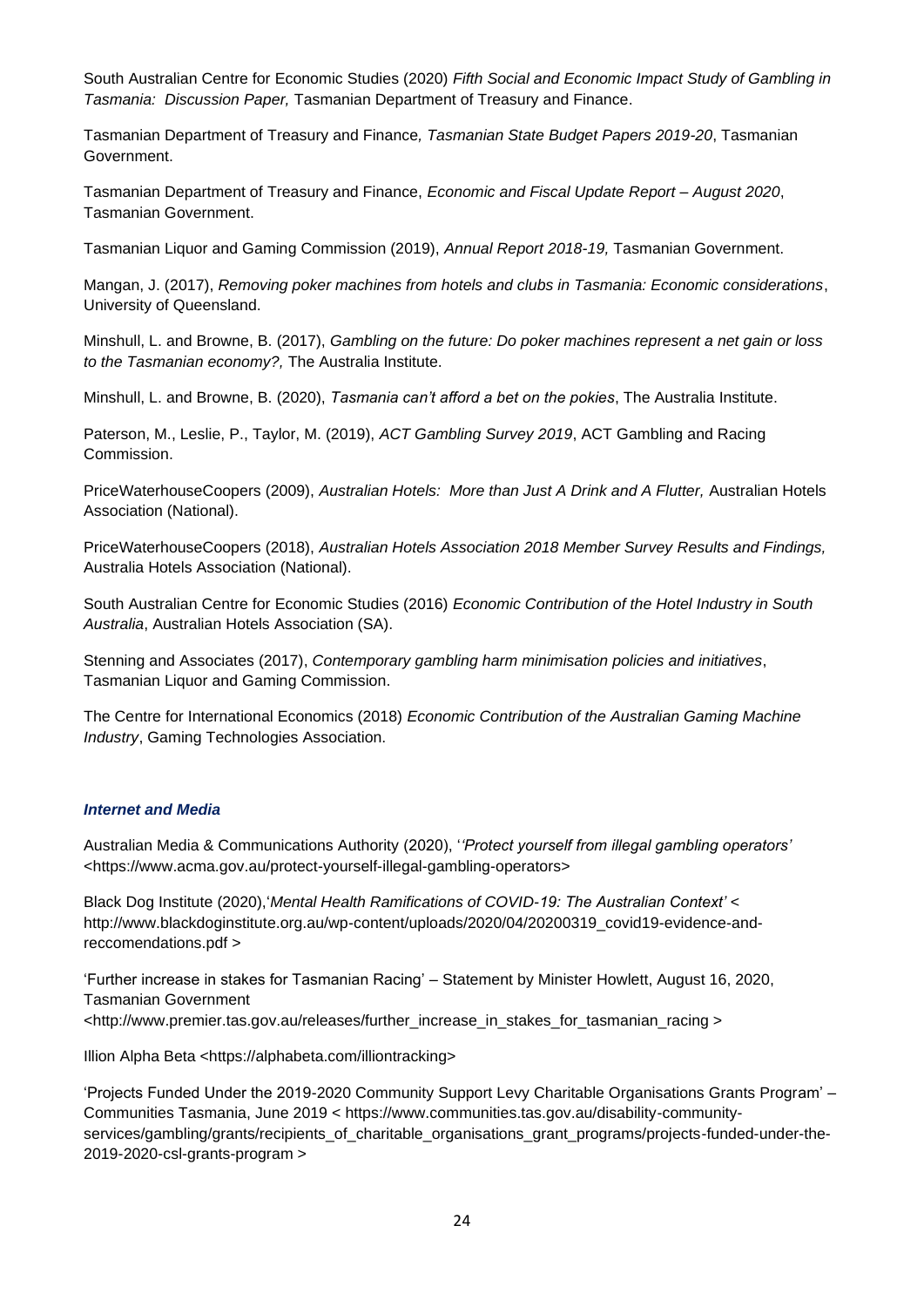South Australian Centre for Economic Studies (2020) *Fifth Social and Economic Impact Study of Gambling in Tasmania: Discussion Paper,* Tasmanian Department of Treasury and Finance.

Tasmanian Department of Treasury and Finance*, Tasmanian State Budget Papers 2019-20*, Tasmanian Government.

Tasmanian Department of Treasury and Finance, *Economic and Fiscal Update Report – August 2020*, Tasmanian Government.

Tasmanian Liquor and Gaming Commission (2019), *Annual Report 2018-19,* Tasmanian Government.

Mangan, J. (2017), *Removing poker machines from hotels and clubs in Tasmania: Economic considerations*, University of Queensland.

Minshull, L. and Browne, B. (2017), *Gambling on the future: Do poker machines represent a net gain or loss to the Tasmanian economy?,* The Australia Institute.

Minshull, L. and Browne, B. (2020), *Tasmania can't afford a bet on the pokies*, The Australia Institute.

Paterson, M., Leslie, P., Taylor, M. (2019), *ACT Gambling Survey 2019*, ACT Gambling and Racing Commission.

PriceWaterhouseCoopers (2009), *Australian Hotels: More than Just A Drink and A Flutter,* Australian Hotels Association (National).

PriceWaterhouseCoopers (2018), *Australian Hotels Association 2018 Member Survey Results and Findings,* Australia Hotels Association (National).

South Australian Centre for Economic Studies (2016) *Economic Contribution of the Hotel Industry in South Australia*, Australian Hotels Association (SA).

Stenning and Associates (2017), *Contemporary gambling harm minimisation policies and initiatives*, Tasmanian Liquor and Gaming Commission.

The Centre for International Economics (2018) *Economic Contribution of the Australian Gaming Machine Industry*, Gaming Technologies Association.

### *Internet and Media*

Australian Media & Communications Authority (2020), '*'Protect yourself from illegal gambling operators'* <https://www.acma.gov.au/protect-yourself-illegal-gambling-operators>

Black Dog Institute (2020),'*Mental Health Ramifications of COVID-19: The Australian Context'* < http://www.blackdoginstitute.org.au/wp-content/uploads/2020/04/20200319_covid19-evidence-and-reccomendations.pdf >

'Further increase in stakes for Tasmanian Racing' – Statement by Minister Howlett, August 16, 2020, Tasmanian Government <http://www.premier.tas.gov.au/releases/further_increase_in_stakes_for_tasmanian_racing >

Illion Alpha Beta <https://alphabeta.com/illiontracking>

'Projects Funded Under the 2019-2020 Community Support Levy Charitable Organisations Grants Program' – Communities Tasmania, June 2019 < https://www.communities.tas.gov.au/disability-community-services/gambling/grants/recipients_of_charitable_organisations_grant_programs/projects-funded-under-the-2019-2020-csl-grants-program >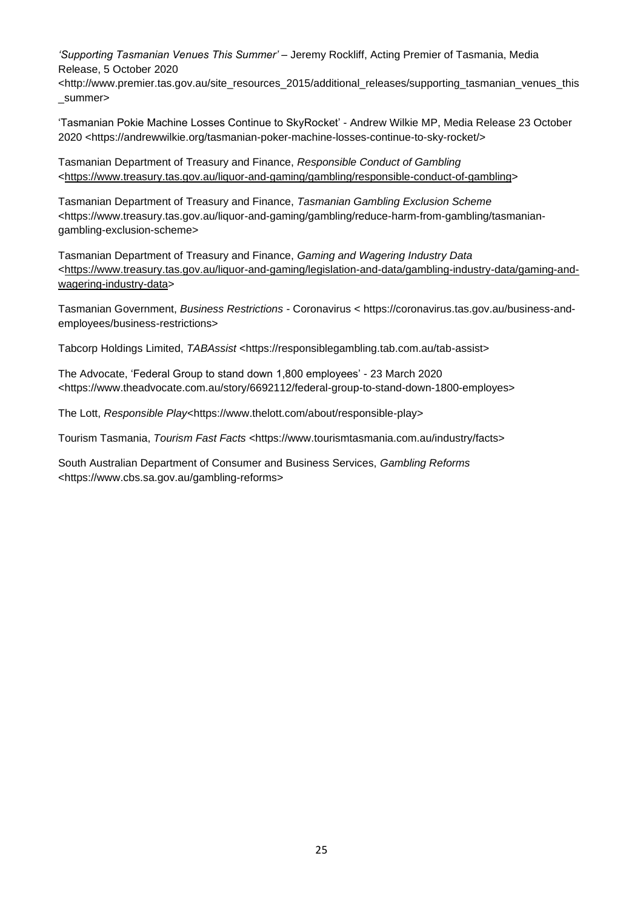*'Supporting Tasmanian Venues This Summer'* – Jeremy Rockliff, Acting Premier of Tasmania, Media Release, 5 October 2020 <http://www.premier.tas.gov.au/site_resources_2015/additional_releases/supporting_tasmanian_venues_this_summer>

'Tasmanian Pokie Machine Losses Continue to SkyRocket' - Andrew Wilkie MP, Media Release 23 October 2020 <https://andrewwilkie.org/tasmanian-poker-machine-losses-continue-to-sky-rocket/>

Tasmanian Department of Treasury and Finance, *Responsible Conduct of Gambling* <https://www.treasury.tas.gov.au/liquor-and-gaming/gambling/responsible-conduct-of-gambling>

Tasmanian Department of Treasury and Finance, *Tasmanian Gambling Exclusion Scheme* <https://www.treasury.tas.gov.au/liquor-and-gaming/gambling/reduce-harm-from-gambling/tasmanian-gambling-exclusion-scheme>

Tasmanian Department of Treasury and Finance, *Gaming and Wagering Industry Data* <https://www.treasury.tas.gov.au/liquor-and-gaming/legislation-and-data/gambling-industry-data/gaming-and-wagering-industry-data>

Tasmanian Government, *Business Restrictions* - Coronavirus < https://coronavirus.tas.gov.au/business-and-employees/business-restrictions>

Tabcorp Holdings Limited, *TABAssist* <https://responsiblegambling.tab.com.au/tab-assist>

The Advocate, 'Federal Group to stand down 1,800 employees' - 23 March 2020 <https://www.theadvocate.com.au/story/6692112/federal-group-to-stand-down-1800-employes>

The Lott, *Responsible Play*<https://www.thelott.com/about/responsible-play>

Tourism Tasmania, *Tourism Fast Facts* <https://www.tourismtasmania.com.au/industry/facts>

South Australian Department of Consumer and Business Services, *Gambling Reforms* <https://www.cbs.sa.gov.au/gambling-reforms>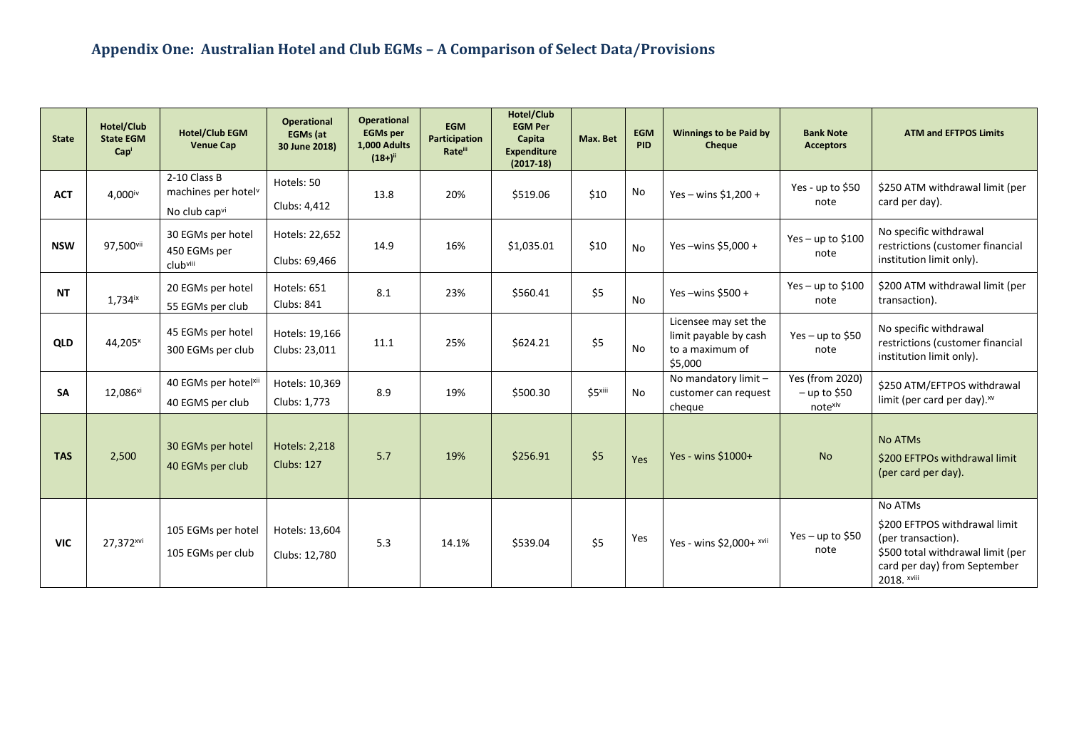## Appendix One: Australian Hotel and Club EGMs – A Comparison of Select Data/Provisions

| State | Hotel/Club State EGM Cap[i] | Hotel/Club EGM Venue Cap | Operational EGMs (at 30 June 2018) | Operational EGMs per 1,000 Adults (18+)[ii] | EGM Participation Rate[iii] | Hotel/Club EGM Per Capita Expenditure (2017-18) | Max. Bet | EGM PID | Winnings to be Paid by Cheque | Bank Note Acceptors | ATM and EFTPOS Limits |
|---|---|---|---|---|---|---|---|---|---|---|---|
| ACT | 4,000[iv] | 2-10 Class B machines per hotel[v] No club cap[vi] | Hotels: 50 Clubs: 4,412 | 13.8 | 20% | $519.06 | $10 | No | Yes – wins $1,200 + | Yes - up to $50 note | $250 ATM withdrawal limit (per card per day). |
| NSW | 97,500[vii] | 30 EGMs per hotel 450 EGMs per club[viii] | Hotels: 22,652 Clubs: 69,466 | 14.9 | 16% | $1,035.01 | $10 | No | Yes –wins $5,000 + | Yes – up to $100 note | No specific withdrawal restrictions (customer financial institution limit only). |
| NT | 1,734[ix] | 20 EGMs per hotel 55 EGMs per club | Hotels: 651 Clubs: 841 | 8.1 | 23% | $560.41 | $5 | No | Yes –wins $500 + | Yes – up to $100 note | $200 ATM withdrawal limit (per transaction). |
| QLD | 44,205[x] | 45 EGMs per hotel 300 EGMs per club | Hotels: 19,166 Clubs: 23,011 | 11.1 | 25% | $624.21 | $5 | No | Licensee may set the limit payable by cash to a maximum of $5,000 | Yes – up to $50 note | No specific withdrawal restrictions (customer financial institution limit only). |
| SA | 12,086[xi] | 40 EGMs per hotel[xii] 40 EGMS per club | Hotels: 10,369 Clubs: 1,773 | 8.9 | 19% | $500.30 | $5[xiii] | No | No mandatory limit – customer can request cheque | Yes (from 2020) – up to $50 note[xiv] | $250 ATM/EFTPOS withdrawal limit (per card per day).[xv] |
| TAS | 2,500 | 30 EGMs per hotel 40 EGMs per club | Hotels: 2,218 Clubs: 127 | 5.7 | 19% | $256.91 | $5 | Yes | Yes - wins $1000+ | No | No ATMs $200 EFTPOs withdrawal limit (per card per day). |
| VIC | 27,372[xvi] | 105 EGMs per hotel 105 EGMs per club | Hotels: 13,604 Clubs: 12,780 | 5.3 | 14.1% | $539.04 | $5 | Yes | Yes - wins $2,000+ [xvii] | Yes – up to $50 note | No ATMs $200 EFTPOS withdrawal limit (per transaction). $500 total withdrawal limit (per card per day) from September 2018. [xviii] |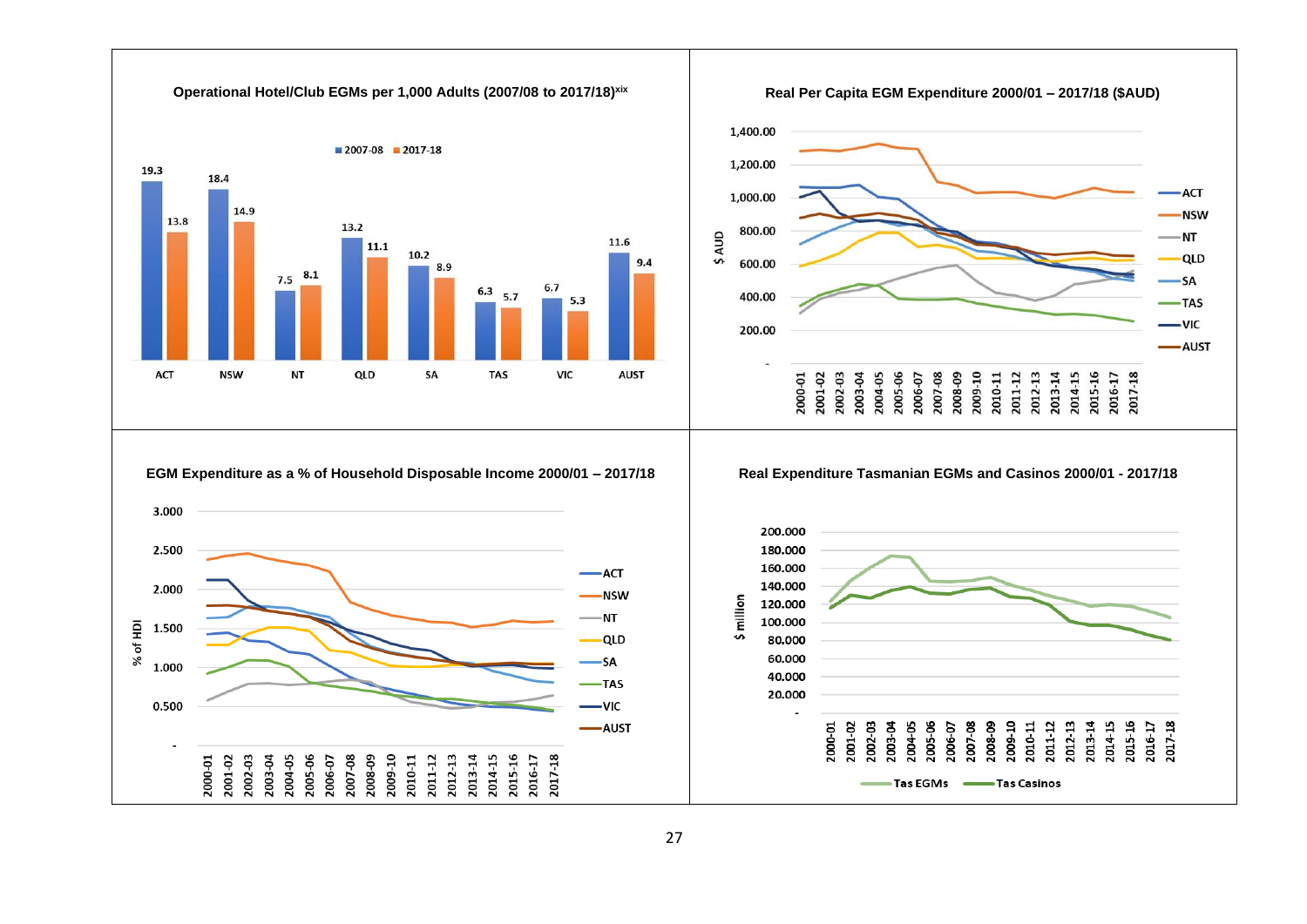**Operational Hotel/Club EGMs per 1,000 Adults (2007/08 to 2017/18)[xix]**

| | ACT | NSW | NT | QLD | SA | TAS | VIC | AUST |
|---|---|---|---|---|---|---|---|---|
| 2007-08 | 19.3 | 18.4 | 7.5 | 13.2 | 10.2 | 6.3 | 6.7 | 11.6 |
| 2017-18 | 13.8 | 14.9 | 8.1 | 11.1 | 8.9 | 5.7 | 5.3 | 9.4 |

**Real Per Capita EGM Expenditure 2000/01 – 2017/18 ($AUD)**

Y-axis: $ AUD (– to 1,400.00). X-axis: 2000-01 to 2017-18. Series: ACT, NSW, NT, QLD, SA, TAS, VIC, AUST.

**EGM Expenditure as a % of Household Disposable Income 2000/01 – 2017/18**

Y-axis: % of HDI (– to 3.000). X-axis: 2000-01 to 2017-18. Series: ACT, NSW, NT, QLD, SA, TAS, VIC, AUST.

**Real Expenditure Tasmanian EGMs and Casinos 2000/01 - 2017/18**

Y-axis: $ million (– to 200.000). X-axis: 2000-01 to 2017-18. Series: Tas EGMs, Tas Casinos.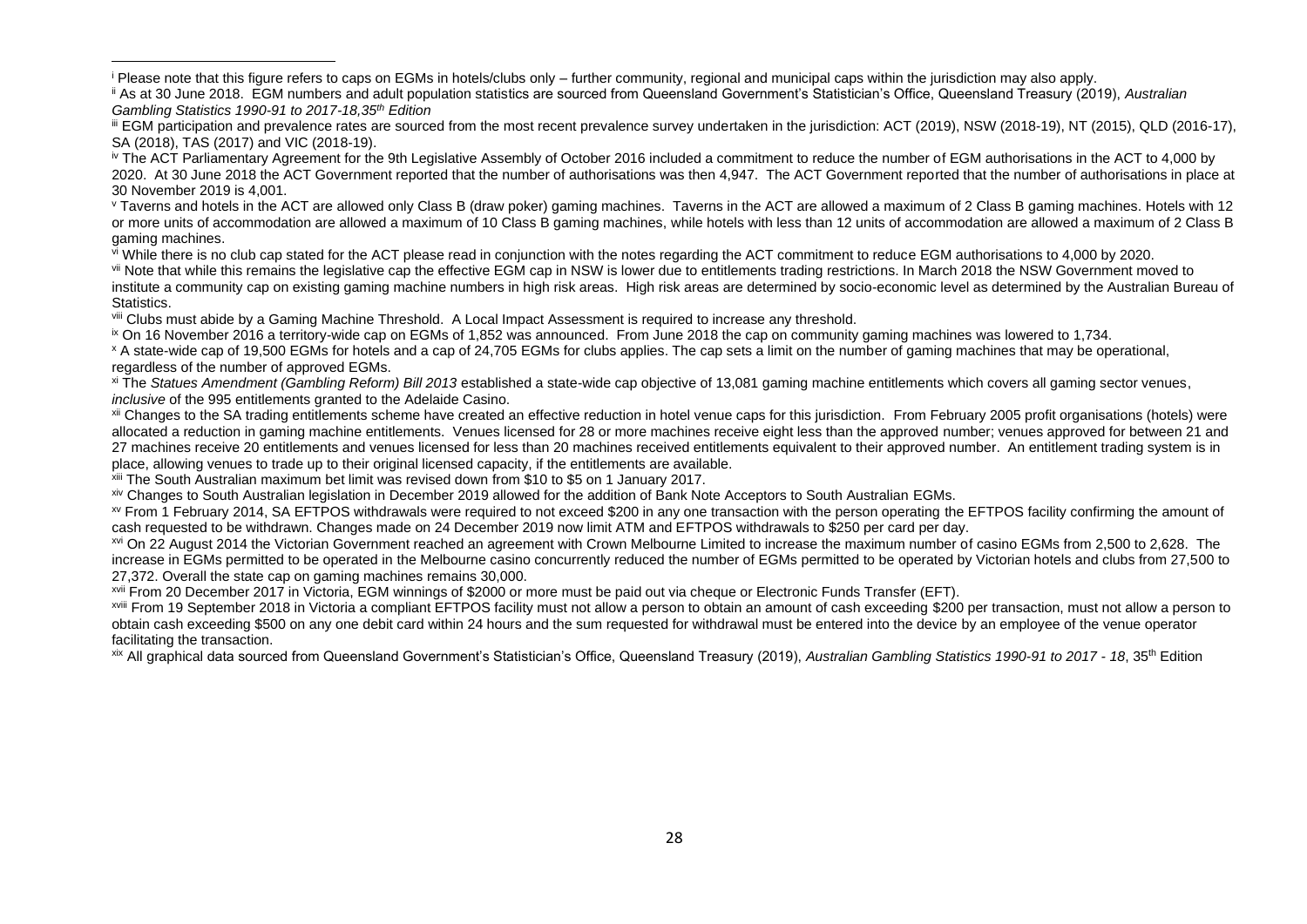[i] Please note that this figure refers to caps on EGMs in hotels/clubs only – further community, regional and municipal caps within the jurisdiction may also apply.

[ii] As at 30 June 2018. EGM numbers and adult population statistics are sourced from Queensland Government's Statistician's Office, Queensland Treasury (2019), *Australian Gambling Statistics 1990-91 to 2017-18,35th Edition*

[iii] EGM participation and prevalence rates are sourced from the most recent prevalence survey undertaken in the jurisdiction: ACT (2019), NSW (2018-19), NT (2015), QLD (2016-17), SA (2018), TAS (2017) and VIC (2018-19).

[iv] The ACT Parliamentary Agreement for the 9th Legislative Assembly of October 2016 included a commitment to reduce the number of EGM authorisations in the ACT to 4,000 by 2020. At 30 June 2018 the ACT Government reported that the number of authorisations was then 4,947. The ACT Government reported that the number of authorisations in place at 30 November 2019 is 4,001.

[v] Taverns and hotels in the ACT are allowed only Class B (draw poker) gaming machines. Taverns in the ACT are allowed a maximum of 2 Class B gaming machines. Hotels with 12 or more units of accommodation are allowed a maximum of 10 Class B gaming machines, while hotels with less than 12 units of accommodation are allowed a maximum of 2 Class B gaming machines.

[vi] While there is no club cap stated for the ACT please read in conjunction with the notes regarding the ACT commitment to reduce EGM authorisations to 4,000 by 2020.

[vii] Note that while this remains the legislative cap the effective EGM cap in NSW is lower due to entitlements trading restrictions. In March 2018 the NSW Government moved to institute a community cap on existing gaming machine numbers in high risk areas. High risk areas are determined by socio-economic level as determined by the Australian Bureau of Statistics.

[viii] Clubs must abide by a Gaming Machine Threshold. A Local Impact Assessment is required to increase any threshold.

[ix] On 16 November 2016 a territory-wide cap on EGMs of 1,852 was announced. From June 2018 the cap on community gaming machines was lowered to 1,734.

[x] A state-wide cap of 19,500 EGMs for hotels and a cap of 24,705 EGMs for clubs applies. The cap sets a limit on the number of gaming machines that may be operational, regardless of the number of approved EGMs.

[xi] The *Statues Amendment (Gambling Reform) Bill 2013* established a state-wide cap objective of 13,081 gaming machine entitlements which covers all gaming sector venues, *inclusive* of the 995 entitlements granted to the Adelaide Casino.

[xii] Changes to the SA trading entitlements scheme have created an effective reduction in hotel venue caps for this jurisdiction. From February 2005 profit organisations (hotels) were allocated a reduction in gaming machine entitlements. Venues licensed for 28 or more machines receive eight less than the approved number; venues approved for between 21 and 27 machines receive 20 entitlements and venues licensed for less than 20 machines received entitlements equivalent to their approved number. An entitlement trading system is in place, allowing venues to trade up to their original licensed capacity, if the entitlements are available.

[xiii] The South Australian maximum bet limit was revised down from $10 to $5 on 1 January 2017.

[xiv] Changes to South Australian legislation in December 2019 allowed for the addition of Bank Note Acceptors to South Australian EGMs.

[xv] From 1 February 2014, SA EFTPOS withdrawals were required to not exceed $200 in any one transaction with the person operating the EFTPOS facility confirming the amount of cash requested to be withdrawn. Changes made on 24 December 2019 now limit ATM and EFTPOS withdrawals to $250 per card per day.

[xvi] On 22 August 2014 the Victorian Government reached an agreement with Crown Melbourne Limited to increase the maximum number of casino EGMs from 2,500 to 2,628. The increase in EGMs permitted to be operated in the Melbourne casino concurrently reduced the number of EGMs permitted to be operated by Victorian hotels and clubs from 27,500 to 27,372. Overall the state cap on gaming machines remains 30,000.

[xvii] From 20 December 2017 in Victoria, EGM winnings of $2000 or more must be paid out via cheque or Electronic Funds Transfer (EFT).

[xviii] From 19 September 2018 in Victoria a compliant EFTPOS facility must not allow a person to obtain an amount of cash exceeding $200 per transaction, must not allow a person to obtain cash exceeding $500 on any one debit card within 24 hours and the sum requested for withdrawal must be entered into the device by an employee of the venue operator facilitating the transaction.

[xix] All graphical data sourced from Queensland Government's Statistician's Office, Queensland Treasury (2019), *Australian Gambling Statistics 1990-91 to 2017 - 18*, 35th Edition